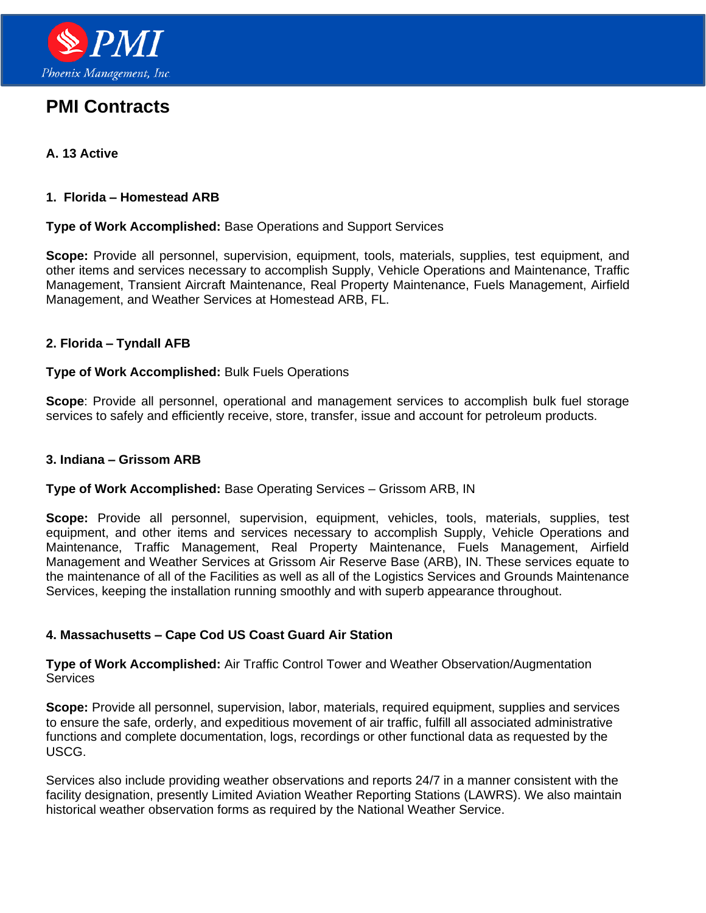# PMI Contracts

### A. 13 Active

#### 1. Florida – Homestead ARB

**Type of Work Accomplished:** Base Operations and Support Services

**Scope:** Provide all personnel, supervision, equipment, tools, materials, supplies, test equipment, and other items and services necessary to accomplish Supply, Vehicle Operations and Maintenance, Traffic Management, Transient Aircraft Maintenance, Real Property Maintenance, Fuels Management, Airfield Management, and Weather Services at Homestead ARB, FL.

#### 2. Florida – Tyndall AFB

**Type of Work Accomplished:** Bulk Fuels Operations

**Scope**: Provide all personnel, operational and management services to accomplish bulk fuel storage services to safely and efficiently receive, store, transfer, issue and account for petroleum products.

#### 3. Indiana – Grissom ARB

**Type of Work Accomplished:** Base Operating Services – Grissom ARB, IN

**Scope:** Provide all personnel, supervision, equipment, vehicles, tools, materials, supplies, test equipment, and other items and services necessary to accomplish Supply, Vehicle Operations and Maintenance, Traffic Management, Real Property Maintenance, Fuels Management, Airfield Management and Weather Services at Grissom Air Reserve Base (ARB), IN. These services equate to the maintenance of all of the Facilities as well as all of the Logistics Services and Grounds Maintenance Services, keeping the installation running smoothly and with superb appearance throughout.

#### 4. Massachusetts – Cape Cod US Coast Guard Air Station

**Type of Work Accomplished:** Air Traffic Control Tower and Weather Observation/Augmentation Services

**Scope:** Provide all personnel, supervision, labor, materials, required equipment, supplies and services to ensure the safe, orderly, and expeditious movement of air traffic, fulfill all associated administrative functions and complete documentation, logs, recordings or other functional data as requested by the USCG.

Services also include providing weather observations and reports 24/7 in a manner consistent with the facility designation, presently Limited Aviation Weather Reporting Stations (LAWRS). We also maintain historical weather observation forms as required by the National Weather Service.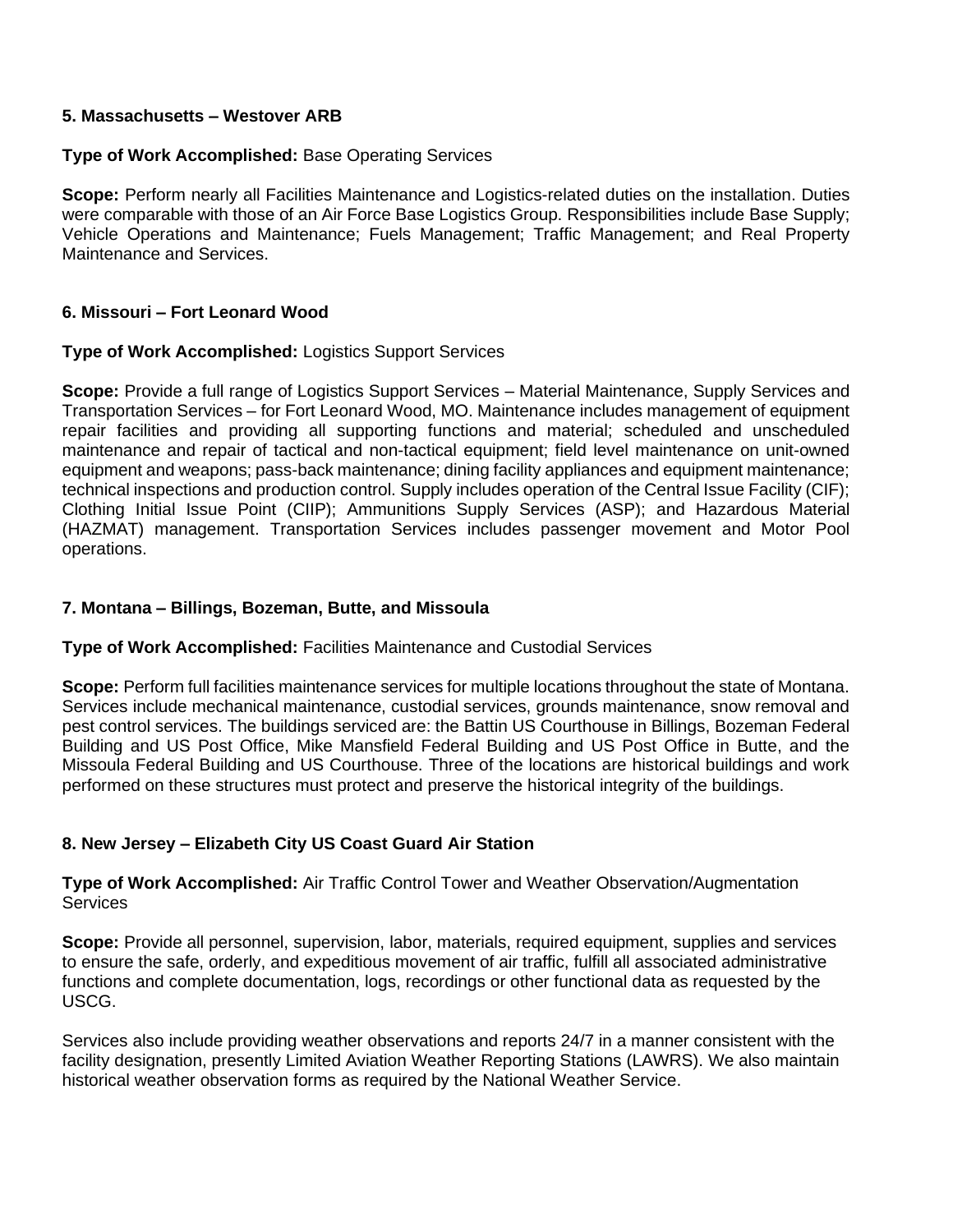### 5. Massachusetts – Westover ARB

**Type of Work Accomplished:** Base Operating Services

**Scope:** Perform nearly all Facilities Maintenance and Logistics-related duties on the installation. Duties were comparable with those of an Air Force Base Logistics Group. Responsibilities include Base Supply; Vehicle Operations and Maintenance; Fuels Management; Traffic Management; and Real Property Maintenance and Services.

### 6. Missouri – Fort Leonard Wood

**Type of Work Accomplished:** Logistics Support Services

**Scope:** Provide a full range of Logistics Support Services – Material Maintenance, Supply Services and Transportation Services – for Fort Leonard Wood, MO. Maintenance includes management of equipment repair facilities and providing all supporting functions and material; scheduled and unscheduled maintenance and repair of tactical and non-tactical equipment; field level maintenance on unit-owned equipment and weapons; pass-back maintenance; dining facility appliances and equipment maintenance; technical inspections and production control. Supply includes operation of the Central Issue Facility (CIF); Clothing Initial Issue Point (CIIP); Ammunitions Supply Services (ASP); and Hazardous Material (HAZMAT) management. Transportation Services includes passenger movement and Motor Pool operations.

### 7. Montana – Billings, Bozeman, Butte, and Missoula

**Type of Work Accomplished:** Facilities Maintenance and Custodial Services

**Scope:** Perform full facilities maintenance services for multiple locations throughout the state of Montana. Services include mechanical maintenance, custodial services, grounds maintenance, snow removal and pest control services. The buildings serviced are: the Battin US Courthouse in Billings, Bozeman Federal Building and US Post Office, Mike Mansfield Federal Building and US Post Office in Butte, and the Missoula Federal Building and US Courthouse. Three of the locations are historical buildings and work performed on these structures must protect and preserve the historical integrity of the buildings.

### 8. New Jersey – Elizabeth City US Coast Guard Air Station

**Type of Work Accomplished:** Air Traffic Control Tower and Weather Observation/Augmentation Services

**Scope:** Provide all personnel, supervision, labor, materials, required equipment, supplies and services to ensure the safe, orderly, and expeditious movement of air traffic, fulfill all associated administrative functions and complete documentation, logs, recordings or other functional data as requested by the USCG.

Services also include providing weather observations and reports 24/7 in a manner consistent with the facility designation, presently Limited Aviation Weather Reporting Stations (LAWRS). We also maintain historical weather observation forms as required by the National Weather Service.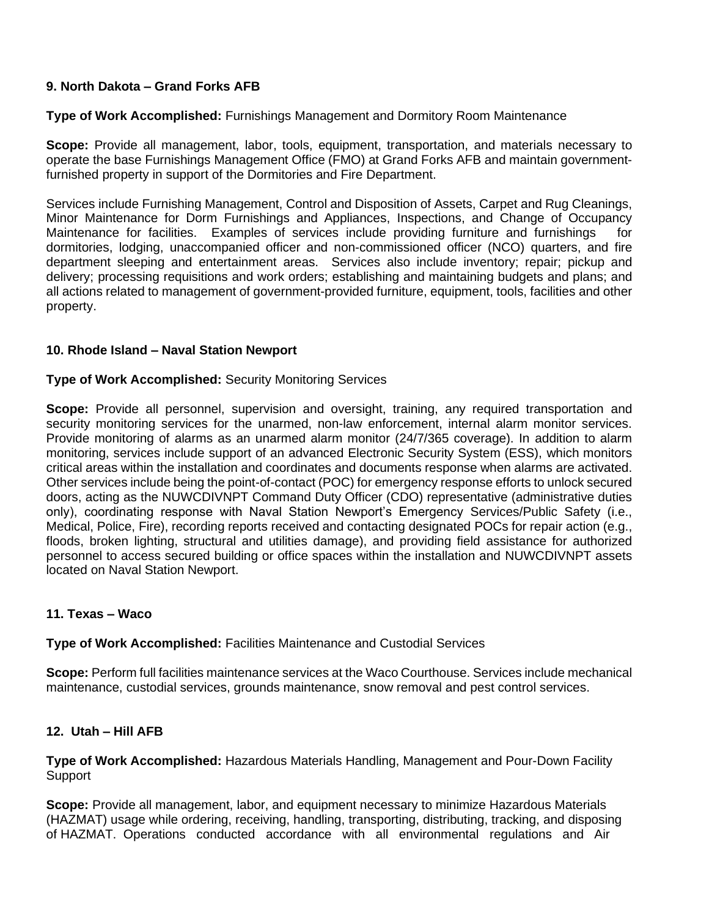**9. North Dakota – Grand Forks AFB**

**Type of Work Accomplished:** Furnishings Management and Dormitory Room Maintenance

**Scope:** Provide all management, labor, tools, equipment, transportation, and materials necessary to operate the base Furnishings Management Office (FMO) at Grand Forks AFB and maintain government-furnished property in support of the Dormitories and Fire Department.

Services include Furnishing Management, Control and Disposition of Assets, Carpet and Rug Cleanings, Minor Maintenance for Dorm Furnishings and Appliances, Inspections, and Change of Occupancy Maintenance for facilities. Examples of services include providing furniture and furnishings for dormitories, lodging, unaccompanied officer and non-commissioned officer (NCO) quarters, and fire department sleeping and entertainment areas. Services also include inventory; repair; pickup and delivery; processing requisitions and work orders; establishing and maintaining budgets and plans; and all actions related to management of government-provided furniture, equipment, tools, facilities and other property.

**10. Rhode Island – Naval Station Newport**

**Type of Work Accomplished:** Security Monitoring Services

**Scope:** Provide all personnel, supervision and oversight, training, any required transportation and security monitoring services for the unarmed, non-law enforcement, internal alarm monitor services. Provide monitoring of alarms as an unarmed alarm monitor (24/7/365 coverage). In addition to alarm monitoring, services include support of an advanced Electronic Security System (ESS), which monitors critical areas within the installation and coordinates and documents response when alarms are activated. Other services include being the point-of-contact (POC) for emergency response efforts to unlock secured doors, acting as the NUWCDIVNPT Command Duty Officer (CDO) representative (administrative duties only), coordinating response with Naval Station Newport's Emergency Services/Public Safety (i.e., Medical, Police, Fire), recording reports received and contacting designated POCs for repair action (e.g., floods, broken lighting, structural and utilities damage), and providing field assistance for authorized personnel to access secured building or office spaces within the installation and NUWCDIVNPT assets located on Naval Station Newport.

**11. Texas – Waco**

**Type of Work Accomplished:** Facilities Maintenance and Custodial Services

**Scope:** Perform full facilities maintenance services at the Waco Courthouse. Services include mechanical maintenance, custodial services, grounds maintenance, snow removal and pest control services.

**12. Utah – Hill AFB**

**Type of Work Accomplished:** Hazardous Materials Handling, Management and Pour-Down Facility Support

**Scope:** Provide all management, labor, and equipment necessary to minimize Hazardous Materials (HAZMAT) usage while ordering, receiving, handling, transporting, distributing, tracking, and disposing of HAZMAT. Operations conducted accordance with all environmental regulations and Air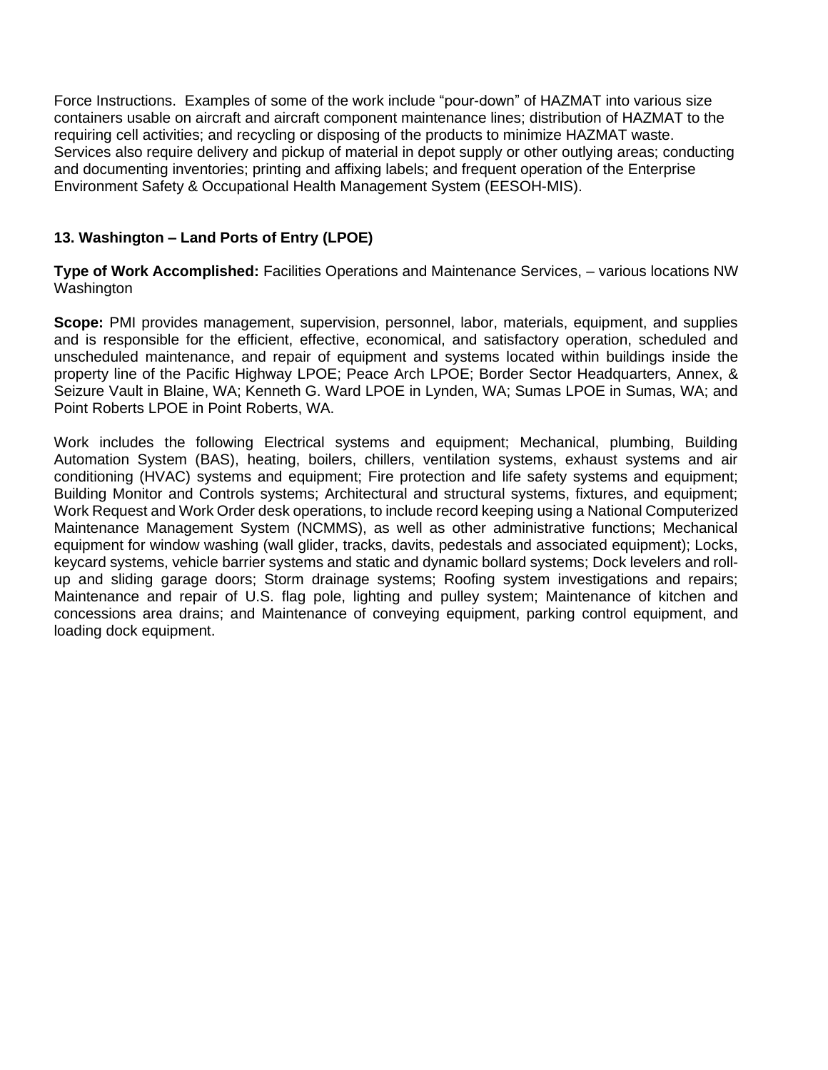Force Instructions.  Examples of some of the work include "pour-down" of HAZMAT into various size containers usable on aircraft and aircraft component maintenance lines; distribution of HAZMAT to the requiring cell activities; and recycling or disposing of the products to minimize HAZMAT waste. Services also require delivery and pickup of material in depot supply or other outlying areas; conducting and documenting inventories; printing and affixing labels; and frequent operation of the Enterprise Environment Safety & Occupational Health Management System (EESOH-MIS).

**13. Washington – Land Ports of Entry (LPOE)**

**Type of Work Accomplished:** Facilities Operations and Maintenance Services, – various locations NW Washington

**Scope:** PMI provides management, supervision, personnel, labor, materials, equipment, and supplies and is responsible for the efficient, effective, economical, and satisfactory operation, scheduled and unscheduled maintenance, and repair of equipment and systems located within buildings inside the property line of the Pacific Highway LPOE; Peace Arch LPOE; Border Sector Headquarters, Annex, & Seizure Vault in Blaine, WA; Kenneth G. Ward LPOE in Lynden, WA; Sumas LPOE in Sumas, WA; and Point Roberts LPOE in Point Roberts, WA.

Work includes the following Electrical systems and equipment; Mechanical, plumbing, Building Automation System (BAS), heating, boilers, chillers, ventilation systems, exhaust systems and air conditioning (HVAC) systems and equipment; Fire protection and life safety systems and equipment; Building Monitor and Controls systems; Architectural and structural systems, fixtures, and equipment; Work Request and Work Order desk operations, to include record keeping using a National Computerized Maintenance Management System (NCMMS), as well as other administrative functions; Mechanical equipment for window washing (wall glider, tracks, davits, pedestals and associated equipment); Locks, keycard systems, vehicle barrier systems and static and dynamic bollard systems; Dock levelers and roll-up and sliding garage doors; Storm drainage systems; Roofing system investigations and repairs; Maintenance and repair of U.S. flag pole, lighting and pulley system; Maintenance of kitchen and concessions area drains; and Maintenance of conveying equipment, parking control equipment, and loading dock equipment.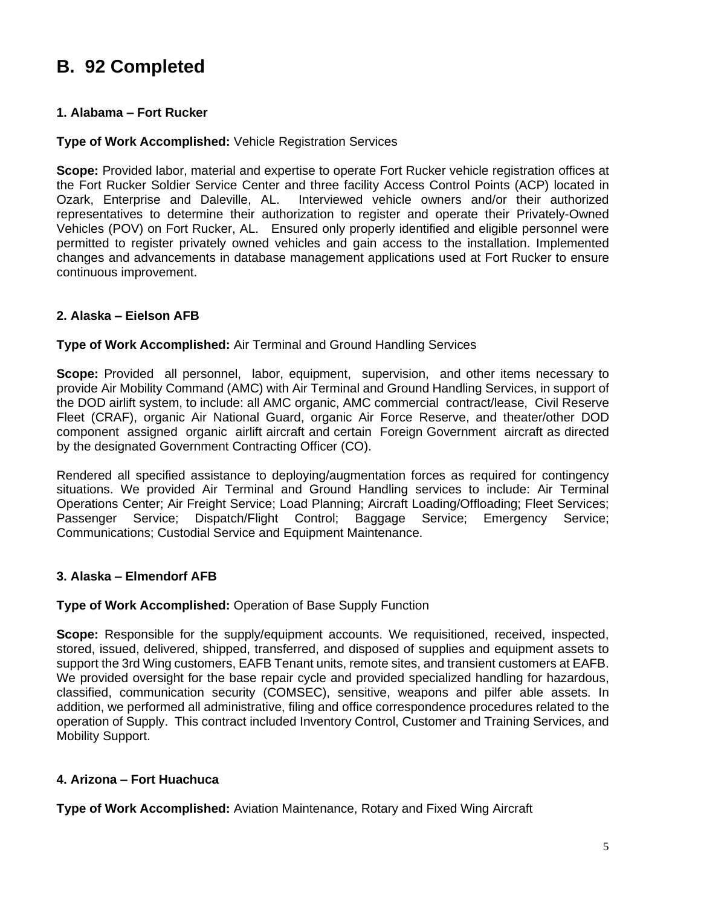# B. 92 Completed

### 1. Alabama – Fort Rucker

**Type of Work Accomplished:** Vehicle Registration Services

**Scope:** Provided labor, material and expertise to operate Fort Rucker vehicle registration offices at the Fort Rucker Soldier Service Center and three facility Access Control Points (ACP) located in Ozark, Enterprise and Daleville, AL. Interviewed vehicle owners and/or their authorized representatives to determine their authorization to register and operate their Privately-Owned Vehicles (POV) on Fort Rucker, AL. Ensured only properly identified and eligible personnel were permitted to register privately owned vehicles and gain access to the installation. Implemented changes and advancements in database management applications used at Fort Rucker to ensure continuous improvement.

### 2. Alaska – Eielson AFB

**Type of Work Accomplished:** Air Terminal and Ground Handling Services

**Scope:** Provided all personnel, labor, equipment, supervision, and other items necessary to provide Air Mobility Command (AMC) with Air Terminal and Ground Handling Services, in support of the DOD airlift system, to include: all AMC organic, AMC commercial contract/lease, Civil Reserve Fleet (CRAF), organic Air National Guard, organic Air Force Reserve, and theater/other DOD component assigned organic airlift aircraft and certain Foreign Government aircraft as directed by the designated Government Contracting Officer (CO).

Rendered all specified assistance to deploying/augmentation forces as required for contingency situations. We provided Air Terminal and Ground Handling services to include: Air Terminal Operations Center; Air Freight Service; Load Planning; Aircraft Loading/Offloading; Fleet Services; Passenger Service; Dispatch/Flight Control; Baggage Service; Emergency Service; Communications; Custodial Service and Equipment Maintenance.

### 3. Alaska – Elmendorf AFB

**Type of Work Accomplished:** Operation of Base Supply Function

**Scope:** Responsible for the supply/equipment accounts. We requisitioned, received, inspected, stored, issued, delivered, shipped, transferred, and disposed of supplies and equipment assets to support the 3rd Wing customers, EAFB Tenant units, remote sites, and transient customers at EAFB. We provided oversight for the base repair cycle and provided specialized handling for hazardous, classified, communication security (COMSEC), sensitive, weapons and pilfer able assets. In addition, we performed all administrative, filing and office correspondence procedures related to the operation of Supply. This contract included Inventory Control, Customer and Training Services, and Mobility Support.

### 4. Arizona – Fort Huachuca

**Type of Work Accomplished:** Aviation Maintenance, Rotary and Fixed Wing Aircraft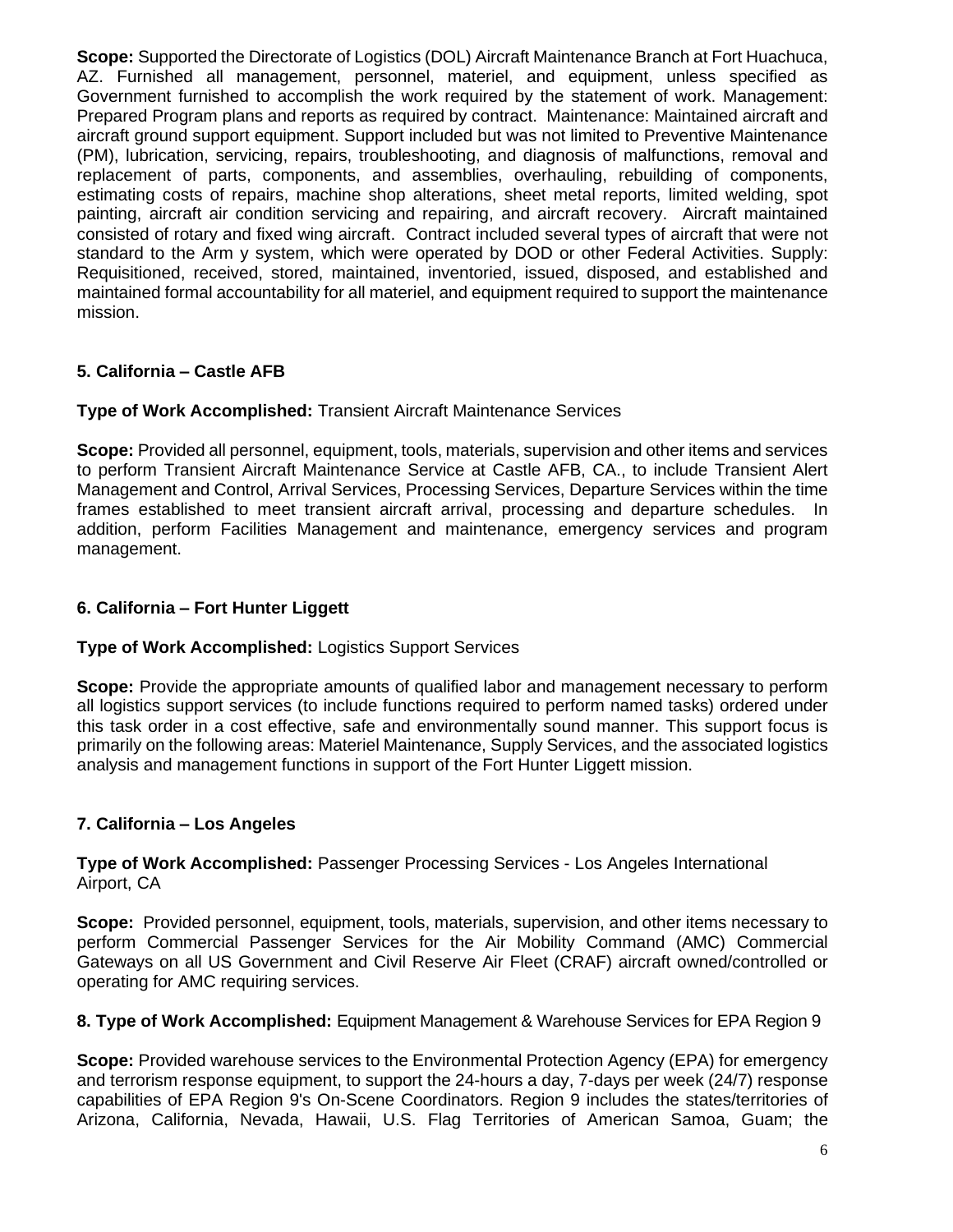**Scope:** Supported the Directorate of Logistics (DOL) Aircraft Maintenance Branch at Fort Huachuca, AZ. Furnished all management, personnel, materiel, and equipment, unless specified as Government furnished to accomplish the work required by the statement of work. Management: Prepared Program plans and reports as required by contract. Maintenance: Maintained aircraft and aircraft ground support equipment. Support included but was not limited to Preventive Maintenance (PM), lubrication, servicing, repairs, troubleshooting, and diagnosis of malfunctions, removal and replacement of parts, components, and assemblies, overhauling, rebuilding of components, estimating costs of repairs, machine shop alterations, sheet metal reports, limited welding, spot painting, aircraft air condition servicing and repairing, and aircraft recovery. Aircraft maintained consisted of rotary and fixed wing aircraft. Contract included several types of aircraft that were not standard to the Arm y system, which were operated by DOD or other Federal Activities. Supply: Requisitioned, received, stored, maintained, inventoried, issued, disposed, and established and maintained formal accountability for all materiel, and equipment required to support the maintenance mission.

**5. California – Castle AFB**

**Type of Work Accomplished:** Transient Aircraft Maintenance Services

**Scope:** Provided all personnel, equipment, tools, materials, supervision and other items and services to perform Transient Aircraft Maintenance Service at Castle AFB, CA., to include Transient Alert Management and Control, Arrival Services, Processing Services, Departure Services within the time frames established to meet transient aircraft arrival, processing and departure schedules. In addition, perform Facilities Management and maintenance, emergency services and program management.

**6. California – Fort Hunter Liggett**

**Type of Work Accomplished:** Logistics Support Services

**Scope:** Provide the appropriate amounts of qualified labor and management necessary to perform all logistics support services (to include functions required to perform named tasks) ordered under this task order in a cost effective, safe and environmentally sound manner. This support focus is primarily on the following areas: Materiel Maintenance, Supply Services, and the associated logistics analysis and management functions in support of the Fort Hunter Liggett mission.

**7. California – Los Angeles**

**Type of Work Accomplished:** Passenger Processing Services - Los Angeles International Airport, CA

**Scope:** Provided personnel, equipment, tools, materials, supervision, and other items necessary to perform Commercial Passenger Services for the Air Mobility Command (AMC) Commercial Gateways on all US Government and Civil Reserve Air Fleet (CRAF) aircraft owned/controlled or operating for AMC requiring services.

**8. Type of Work Accomplished:** Equipment Management & Warehouse Services for EPA Region 9

**Scope:** Provided warehouse services to the Environmental Protection Agency (EPA) for emergency and terrorism response equipment, to support the 24-hours a day, 7-days per week (24/7) response capabilities of EPA Region 9's On-Scene Coordinators. Region 9 includes the states/territories of Arizona, California, Nevada, Hawaii, U.S. Flag Territories of American Samoa, Guam; the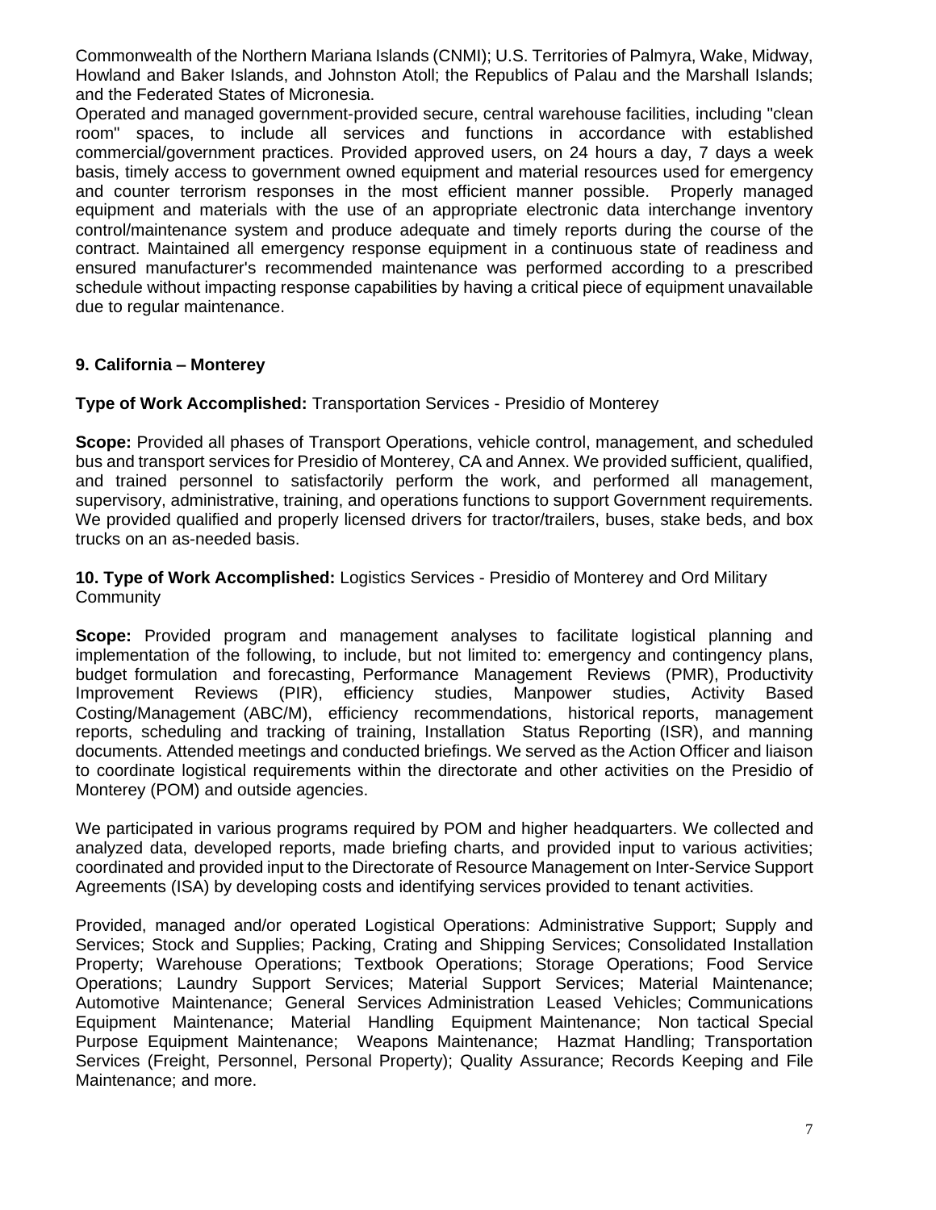Commonwealth of the Northern Mariana Islands (CNMI); U.S. Territories of Palmyra, Wake, Midway, Howland and Baker Islands, and Johnston Atoll; the Republics of Palau and the Marshall Islands; and the Federated States of Micronesia.

Operated and managed government-provided secure, central warehouse facilities, including "clean room" spaces, to include all services and functions in accordance with established commercial/government practices. Provided approved users, on 24 hours a day, 7 days a week basis, timely access to government owned equipment and material resources used for emergency and counter terrorism responses in the most efficient manner possible. Properly managed equipment and materials with the use of an appropriate electronic data interchange inventory control/maintenance system and produce adequate and timely reports during the course of the contract. Maintained all emergency response equipment in a continuous state of readiness and ensured manufacturer's recommended maintenance was performed according to a prescribed schedule without impacting response capabilities by having a critical piece of equipment unavailable due to regular maintenance.

**9. California – Monterey**

**Type of Work Accomplished:** Transportation Services - Presidio of Monterey

**Scope:** Provided all phases of Transport Operations, vehicle control, management, and scheduled bus and transport services for Presidio of Monterey, CA and Annex. We provided sufficient, qualified, and trained personnel to satisfactorily perform the work, and performed all management, supervisory, administrative, training, and operations functions to support Government requirements. We provided qualified and properly licensed drivers for tractor/trailers, buses, stake beds, and box trucks on an as-needed basis.

**10. Type of Work Accomplished:** Logistics Services - Presidio of Monterey and Ord Military Community

**Scope:** Provided program and management analyses to facilitate logistical planning and implementation of the following, to include, but not limited to: emergency and contingency plans, budget formulation and forecasting, Performance Management Reviews (PMR), Productivity Improvement Reviews (PIR), efficiency studies, Manpower studies, Activity Based Costing/Management (ABC/M), efficiency recommendations, historical reports, management reports, scheduling and tracking of training, Installation Status Reporting (ISR), and manning documents. Attended meetings and conducted briefings. We served as the Action Officer and liaison to coordinate logistical requirements within the directorate and other activities on the Presidio of Monterey (POM) and outside agencies.

We participated in various programs required by POM and higher headquarters. We collected and analyzed data, developed reports, made briefing charts, and provided input to various activities; coordinated and provided input to the Directorate of Resource Management on Inter-Service Support Agreements (ISA) by developing costs and identifying services provided to tenant activities.

Provided, managed and/or operated Logistical Operations: Administrative Support; Supply and Services; Stock and Supplies; Packing, Crating and Shipping Services; Consolidated Installation Property; Warehouse Operations; Textbook Operations; Storage Operations; Food Service Operations; Laundry Support Services; Material Support Services; Material Maintenance; Automotive Maintenance; General Services Administration Leased Vehicles; Communications Equipment Maintenance; Material Handling Equipment Maintenance; Non tactical Special Purpose Equipment Maintenance; Weapons Maintenance; Hazmat Handling; Transportation Services (Freight, Personnel, Personal Property); Quality Assurance; Records Keeping and File Maintenance; and more.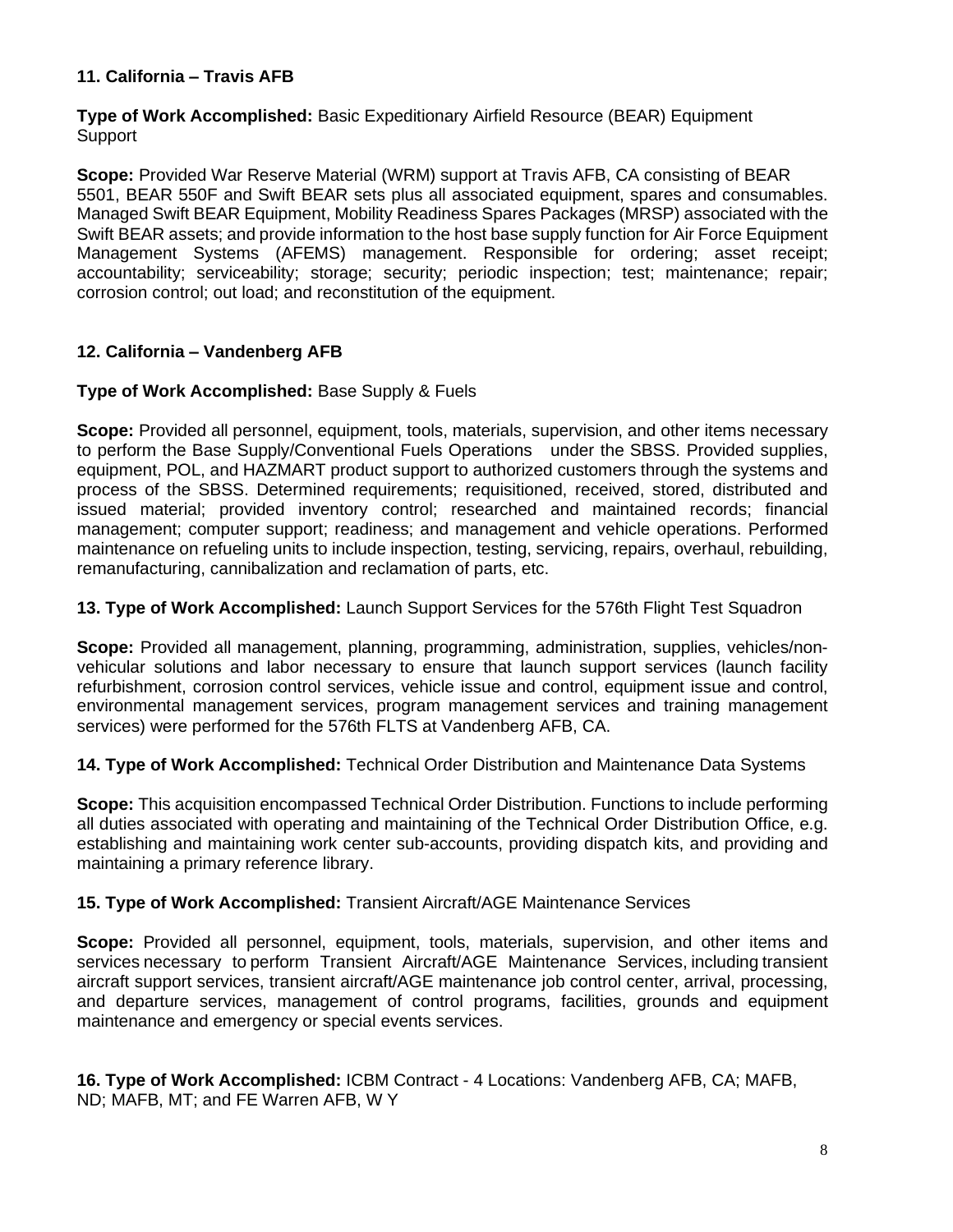**11. California – Travis AFB**

**Type of Work Accomplished:** Basic Expeditionary Airfield Resource (BEAR) Equipment Support

**Scope:** Provided War Reserve Material (WRM) support at Travis AFB, CA consisting of BEAR 5501, BEAR 550F and Swift BEAR sets plus all associated equipment, spares and consumables. Managed Swift BEAR Equipment, Mobility Readiness Spares Packages (MRSP) associated with the Swift BEAR assets; and provide information to the host base supply function for Air Force Equipment Management Systems (AFEMS) management. Responsible for ordering; asset receipt; accountability; serviceability; storage; security; periodic inspection; test; maintenance; repair; corrosion control; out load; and reconstitution of the equipment.

**12. California – Vandenberg AFB**

**Type of Work Accomplished:** Base Supply & Fuels

**Scope:** Provided all personnel, equipment, tools, materials, supervision, and other items necessary to perform the Base Supply/Conventional Fuels Operations under the SBSS. Provided supplies, equipment, POL, and HAZMART product support to authorized customers through the systems and process of the SBSS. Determined requirements; requisitioned, received, stored, distributed and issued material; provided inventory control; researched and maintained records; financial management; computer support; readiness; and management and vehicle operations. Performed maintenance on refueling units to include inspection, testing, servicing, repairs, overhaul, rebuilding, remanufacturing, cannibalization and reclamation of parts, etc.

**13. Type of Work Accomplished:** Launch Support Services for the 576th Flight Test Squadron

**Scope:** Provided all management, planning, programming, administration, supplies, vehicles/non-vehicular solutions and labor necessary to ensure that launch support services (launch facility refurbishment, corrosion control services, vehicle issue and control, equipment issue and control, environmental management services, program management services and training management services) were performed for the 576th FLTS at Vandenberg AFB, CA.

**14. Type of Work Accomplished:** Technical Order Distribution and Maintenance Data Systems

**Scope:** This acquisition encompassed Technical Order Distribution. Functions to include performing all duties associated with operating and maintaining of the Technical Order Distribution Office, e.g. establishing and maintaining work center sub-accounts, providing dispatch kits, and providing and maintaining a primary reference library.

**15. Type of Work Accomplished:** Transient Aircraft/AGE Maintenance Services

**Scope:** Provided all personnel, equipment, tools, materials, supervision, and other items and services necessary to perform Transient Aircraft/AGE Maintenance Services, including transient aircraft support services, transient aircraft/AGE maintenance job control center, arrival, processing, and departure services, management of control programs, facilities, grounds and equipment maintenance and emergency or special events services.

**16. Type of Work Accomplished:** ICBM Contract - 4 Locations: Vandenberg AFB, CA; MAFB, ND; MAFB, MT; and FE Warren AFB, W Y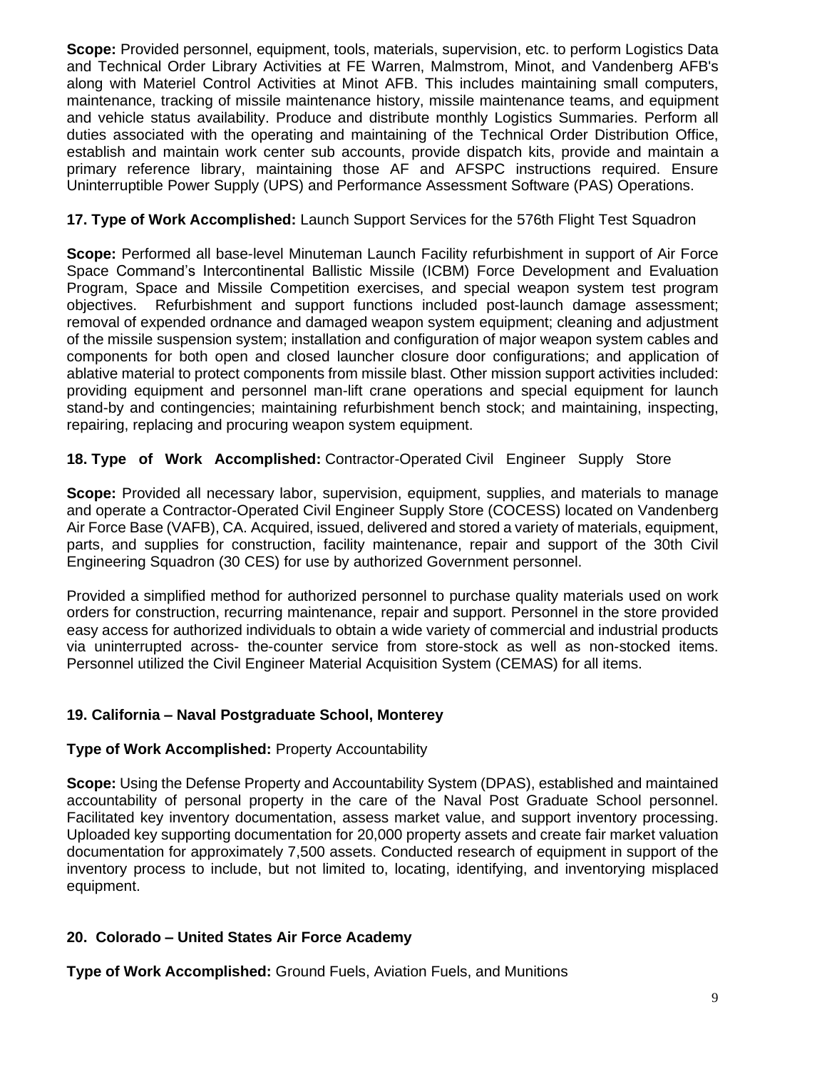**Scope:** Provided personnel, equipment, tools, materials, supervision, etc. to perform Logistics Data and Technical Order Library Activities at FE Warren, Malmstrom, Minot, and Vandenberg AFB's along with Materiel Control Activities at Minot AFB. This includes maintaining small computers, maintenance, tracking of missile maintenance history, missile maintenance teams, and equipment and vehicle status availability. Produce and distribute monthly Logistics Summaries. Perform all duties associated with the operating and maintaining of the Technical Order Distribution Office, establish and maintain work center sub accounts, provide dispatch kits, provide and maintain a primary reference library, maintaining those AF and AFSPC instructions required. Ensure Uninterruptible Power Supply (UPS) and Performance Assessment Software (PAS) Operations.

**17. Type of Work Accomplished:** Launch Support Services for the 576th Flight Test Squadron

**Scope:** Performed all base-level Minuteman Launch Facility refurbishment in support of Air Force Space Command's Intercontinental Ballistic Missile (ICBM) Force Development and Evaluation Program, Space and Missile Competition exercises, and special weapon system test program objectives. Refurbishment and support functions included post-launch damage assessment; removal of expended ordnance and damaged weapon system equipment; cleaning and adjustment of the missile suspension system; installation and configuration of major weapon system cables and components for both open and closed launcher closure door configurations; and application of ablative material to protect components from missile blast. Other mission support activities included: providing equipment and personnel man-lift crane operations and special equipment for launch stand-by and contingencies; maintaining refurbishment bench stock; and maintaining, inspecting, repairing, replacing and procuring weapon system equipment.

**18. Type of Work Accomplished:** Contractor-Operated Civil Engineer Supply Store

**Scope:** Provided all necessary labor, supervision, equipment, supplies, and materials to manage and operate a Contractor-Operated Civil Engineer Supply Store (COCESS) located on Vandenberg Air Force Base (VAFB), CA. Acquired, issued, delivered and stored a variety of materials, equipment, parts, and supplies for construction, facility maintenance, repair and support of the 30th Civil Engineering Squadron (30 CES) for use by authorized Government personnel.

Provided a simplified method for authorized personnel to purchase quality materials used on work orders for construction, recurring maintenance, repair and support. Personnel in the store provided easy access for authorized individuals to obtain a wide variety of commercial and industrial products via uninterrupted across- the-counter service from store-stock as well as non-stocked items. Personnel utilized the Civil Engineer Material Acquisition System (CEMAS) for all items.

**19. California – Naval Postgraduate School, Monterey**

**Type of Work Accomplished:** Property Accountability

**Scope:** Using the Defense Property and Accountability System (DPAS), established and maintained accountability of personal property in the care of the Naval Post Graduate School personnel. Facilitated key inventory documentation, assess market value, and support inventory processing. Uploaded key supporting documentation for 20,000 property assets and create fair market valuation documentation for approximately 7,500 assets. Conducted research of equipment in support of the inventory process to include, but not limited to, locating, identifying, and inventorying misplaced equipment.

**20. Colorado – United States Air Force Academy**

**Type of Work Accomplished:** Ground Fuels, Aviation Fuels, and Munitions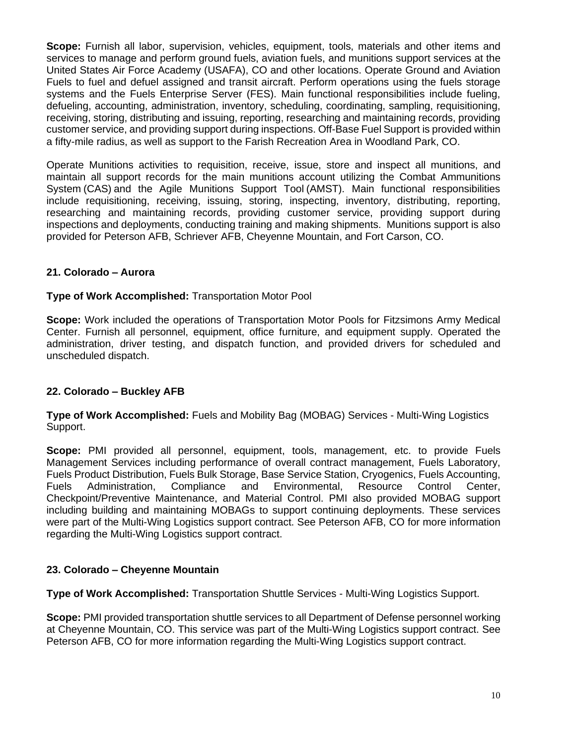**Scope:** Furnish all labor, supervision, vehicles, equipment, tools, materials and other items and services to manage and perform ground fuels, aviation fuels, and munitions support services at the United States Air Force Academy (USAFA), CO and other locations. Operate Ground and Aviation Fuels to fuel and defuel assigned and transit aircraft. Perform operations using the fuels storage systems and the Fuels Enterprise Server (FES). Main functional responsibilities include fueling, defueling, accounting, administration, inventory, scheduling, coordinating, sampling, requisitioning, receiving, storing, distributing and issuing, reporting, researching and maintaining records, providing customer service, and providing support during inspections. Off-Base Fuel Support is provided within a fifty-mile radius, as well as support to the Farish Recreation Area in Woodland Park, CO.

Operate Munitions activities to requisition, receive, issue, store and inspect all munitions, and maintain all support records for the main munitions account utilizing the Combat Ammunitions System (CAS) and the Agile Munitions Support Tool (AMST). Main functional responsibilities include requisitioning, receiving, issuing, storing, inspecting, inventory, distributing, reporting, researching and maintaining records, providing customer service, providing support during inspections and deployments, conducting training and making shipments. Munitions support is also provided for Peterson AFB, Schriever AFB, Cheyenne Mountain, and Fort Carson, CO.

### 21. Colorado – Aurora

**Type of Work Accomplished:** Transportation Motor Pool

**Scope:** Work included the operations of Transportation Motor Pools for Fitzsimons Army Medical Center. Furnish all personnel, equipment, office furniture, and equipment supply. Operated the administration, driver testing, and dispatch function, and provided drivers for scheduled and unscheduled dispatch.

### 22. Colorado – Buckley AFB

**Type of Work Accomplished:** Fuels and Mobility Bag (MOBAG) Services - Multi-Wing Logistics Support.

**Scope:** PMI provided all personnel, equipment, tools, management, etc. to provide Fuels Management Services including performance of overall contract management, Fuels Laboratory, Fuels Product Distribution, Fuels Bulk Storage, Base Service Station, Cryogenics, Fuels Accounting, Fuels Administration, Compliance and Environmental, Resource Control Center, Checkpoint/Preventive Maintenance, and Material Control. PMI also provided MOBAG support including building and maintaining MOBAGs to support continuing deployments. These services were part of the Multi-Wing Logistics support contract. See Peterson AFB, CO for more information regarding the Multi-Wing Logistics support contract.

### 23. Colorado – Cheyenne Mountain

**Type of Work Accomplished:** Transportation Shuttle Services - Multi-Wing Logistics Support.

**Scope:** PMI provided transportation shuttle services to all Department of Defense personnel working at Cheyenne Mountain, CO. This service was part of the Multi-Wing Logistics support contract. See Peterson AFB, CO for more information regarding the Multi-Wing Logistics support contract.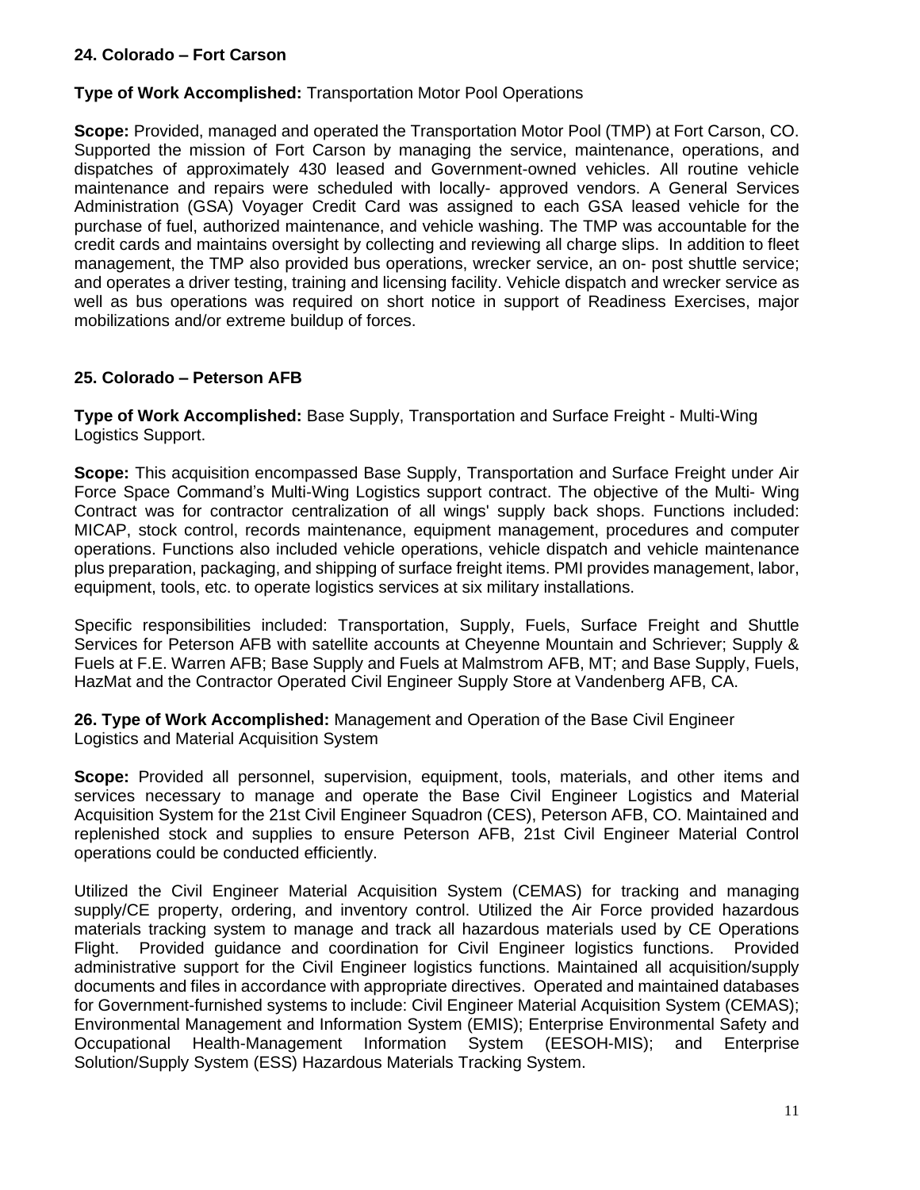**24. Colorado – Fort Carson**

**Type of Work Accomplished:** Transportation Motor Pool Operations

**Scope:** Provided, managed and operated the Transportation Motor Pool (TMP) at Fort Carson, CO. Supported the mission of Fort Carson by managing the service, maintenance, operations, and dispatches of approximately 430 leased and Government-owned vehicles. All routine vehicle maintenance and repairs were scheduled with locally- approved vendors. A General Services Administration (GSA) Voyager Credit Card was assigned to each GSA leased vehicle for the purchase of fuel, authorized maintenance, and vehicle washing. The TMP was accountable for the credit cards and maintains oversight by collecting and reviewing all charge slips. In addition to fleet management, the TMP also provided bus operations, wrecker service, an on- post shuttle service; and operates a driver testing, training and licensing facility. Vehicle dispatch and wrecker service as well as bus operations was required on short notice in support of Readiness Exercises, major mobilizations and/or extreme buildup of forces.

**25. Colorado – Peterson AFB**

**Type of Work Accomplished:** Base Supply, Transportation and Surface Freight - Multi-Wing Logistics Support.

**Scope:** This acquisition encompassed Base Supply, Transportation and Surface Freight under Air Force Space Command's Multi-Wing Logistics support contract. The objective of the Multi- Wing Contract was for contractor centralization of all wings' supply back shops. Functions included: MICAP, stock control, records maintenance, equipment management, procedures and computer operations. Functions also included vehicle operations, vehicle dispatch and vehicle maintenance plus preparation, packaging, and shipping of surface freight items. PMI provides management, labor, equipment, tools, etc. to operate logistics services at six military installations.

Specific responsibilities included: Transportation, Supply, Fuels, Surface Freight and Shuttle Services for Peterson AFB with satellite accounts at Cheyenne Mountain and Schriever; Supply & Fuels at F.E. Warren AFB; Base Supply and Fuels at Malmstrom AFB, MT; and Base Supply, Fuels, HazMat and the Contractor Operated Civil Engineer Supply Store at Vandenberg AFB, CA.

**26. Type of Work Accomplished:** Management and Operation of the Base Civil Engineer Logistics and Material Acquisition System

**Scope:** Provided all personnel, supervision, equipment, tools, materials, and other items and services necessary to manage and operate the Base Civil Engineer Logistics and Material Acquisition System for the 21st Civil Engineer Squadron (CES), Peterson AFB, CO. Maintained and replenished stock and supplies to ensure Peterson AFB, 21st Civil Engineer Material Control operations could be conducted efficiently.

Utilized the Civil Engineer Material Acquisition System (CEMAS) for tracking and managing supply/CE property, ordering, and inventory control. Utilized the Air Force provided hazardous materials tracking system to manage and track all hazardous materials used by CE Operations Flight. Provided guidance and coordination for Civil Engineer logistics functions. Provided administrative support for the Civil Engineer logistics functions. Maintained all acquisition/supply documents and files in accordance with appropriate directives. Operated and maintained databases for Government-furnished systems to include: Civil Engineer Material Acquisition System (CEMAS); Environmental Management and Information System (EMIS); Enterprise Environmental Safety and Occupational Health-Management Information System (EESOH-MIS); and Enterprise Solution/Supply System (ESS) Hazardous Materials Tracking System.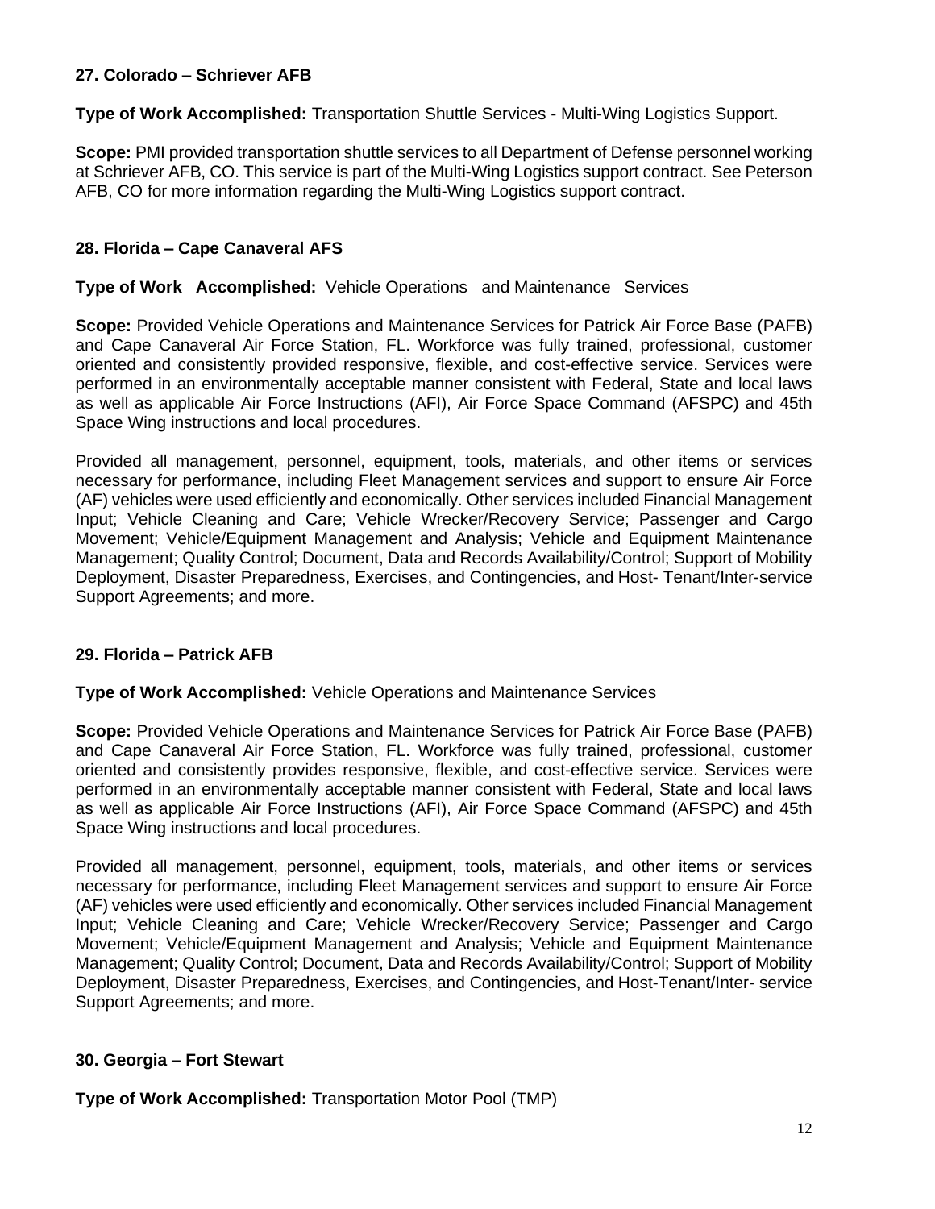### 27. Colorado – Schriever AFB

**Type of Work Accomplished:** Transportation Shuttle Services - Multi-Wing Logistics Support.

**Scope:** PMI provided transportation shuttle services to all Department of Defense personnel working at Schriever AFB, CO. This service is part of the Multi-Wing Logistics support contract. See Peterson AFB, CO for more information regarding the Multi-Wing Logistics support contract.

### 28. Florida – Cape Canaveral AFS

**Type of Work Accomplished:** Vehicle Operations and Maintenance Services

**Scope:** Provided Vehicle Operations and Maintenance Services for Patrick Air Force Base (PAFB) and Cape Canaveral Air Force Station, FL. Workforce was fully trained, professional, customer oriented and consistently provided responsive, flexible, and cost-effective service. Services were performed in an environmentally acceptable manner consistent with Federal, State and local laws as well as applicable Air Force Instructions (AFI), Air Force Space Command (AFSPC) and 45th Space Wing instructions and local procedures.

Provided all management, personnel, equipment, tools, materials, and other items or services necessary for performance, including Fleet Management services and support to ensure Air Force (AF) vehicles were used efficiently and economically. Other services included Financial Management Input; Vehicle Cleaning and Care; Vehicle Wrecker/Recovery Service; Passenger and Cargo Movement; Vehicle/Equipment Management and Analysis; Vehicle and Equipment Maintenance Management; Quality Control; Document, Data and Records Availability/Control; Support of Mobility Deployment, Disaster Preparedness, Exercises, and Contingencies, and Host- Tenant/Inter-service Support Agreements; and more.

### 29. Florida – Patrick AFB

**Type of Work Accomplished:** Vehicle Operations and Maintenance Services

**Scope:** Provided Vehicle Operations and Maintenance Services for Patrick Air Force Base (PAFB) and Cape Canaveral Air Force Station, FL. Workforce was fully trained, professional, customer oriented and consistently provides responsive, flexible, and cost-effective service. Services were performed in an environmentally acceptable manner consistent with Federal, State and local laws as well as applicable Air Force Instructions (AFI), Air Force Space Command (AFSPC) and 45th Space Wing instructions and local procedures.

Provided all management, personnel, equipment, tools, materials, and other items or services necessary for performance, including Fleet Management services and support to ensure Air Force (AF) vehicles were used efficiently and economically. Other services included Financial Management Input; Vehicle Cleaning and Care; Vehicle Wrecker/Recovery Service; Passenger and Cargo Movement; Vehicle/Equipment Management and Analysis; Vehicle and Equipment Maintenance Management; Quality Control; Document, Data and Records Availability/Control; Support of Mobility Deployment, Disaster Preparedness, Exercises, and Contingencies, and Host-Tenant/Inter- service Support Agreements; and more.

### 30. Georgia – Fort Stewart

**Type of Work Accomplished:** Transportation Motor Pool (TMP)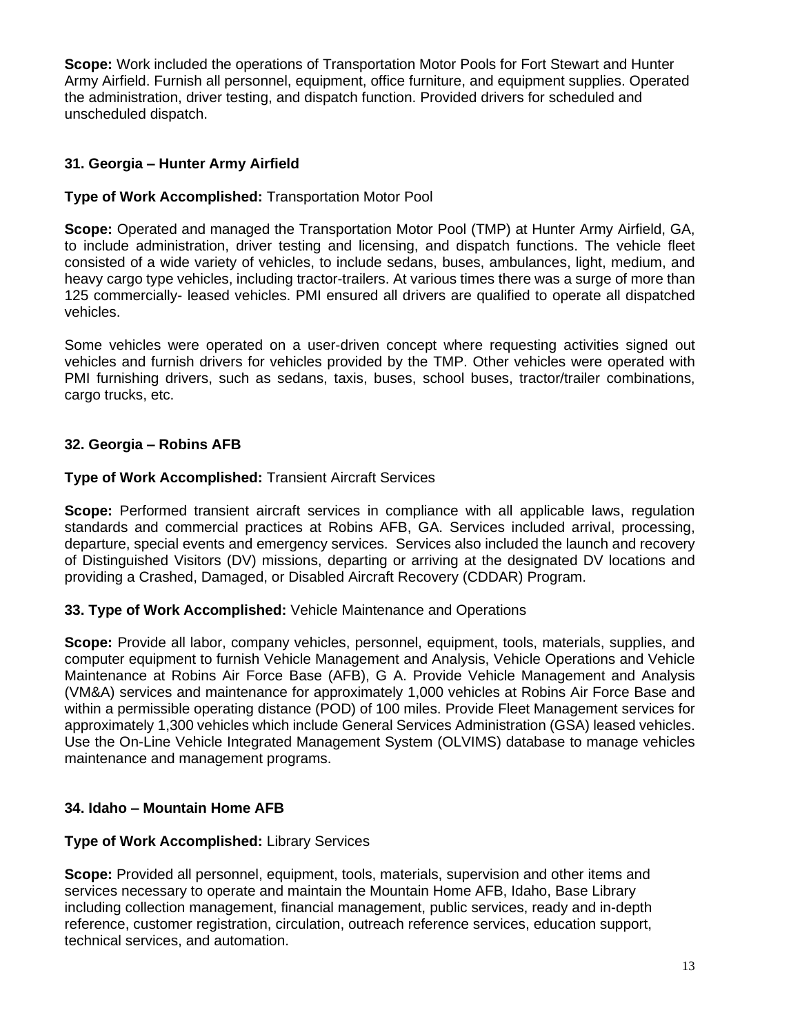**Scope:** Work included the operations of Transportation Motor Pools for Fort Stewart and Hunter Army Airfield. Furnish all personnel, equipment, office furniture, and equipment supplies. Operated the administration, driver testing, and dispatch function. Provided drivers for scheduled and unscheduled dispatch.

**31. Georgia – Hunter Army Airfield**

**Type of Work Accomplished:** Transportation Motor Pool

**Scope:** Operated and managed the Transportation Motor Pool (TMP) at Hunter Army Airfield, GA, to include administration, driver testing and licensing, and dispatch functions. The vehicle fleet consisted of a wide variety of vehicles, to include sedans, buses, ambulances, light, medium, and heavy cargo type vehicles, including tractor-trailers. At various times there was a surge of more than 125 commercially- leased vehicles. PMI ensured all drivers are qualified to operate all dispatched vehicles.

Some vehicles were operated on a user-driven concept where requesting activities signed out vehicles and furnish drivers for vehicles provided by the TMP. Other vehicles were operated with PMI furnishing drivers, such as sedans, taxis, buses, school buses, tractor/trailer combinations, cargo trucks, etc.

**32. Georgia – Robins AFB**

**Type of Work Accomplished:** Transient Aircraft Services

**Scope:** Performed transient aircraft services in compliance with all applicable laws, regulation standards and commercial practices at Robins AFB, GA. Services included arrival, processing, departure, special events and emergency services. Services also included the launch and recovery of Distinguished Visitors (DV) missions, departing or arriving at the designated DV locations and providing a Crashed, Damaged, or Disabled Aircraft Recovery (CDDAR) Program.

**33. Type of Work Accomplished:** Vehicle Maintenance and Operations

**Scope:** Provide all labor, company vehicles, personnel, equipment, tools, materials, supplies, and computer equipment to furnish Vehicle Management and Analysis, Vehicle Operations and Vehicle Maintenance at Robins Air Force Base (AFB), G A. Provide Vehicle Management and Analysis (VM&A) services and maintenance for approximately 1,000 vehicles at Robins Air Force Base and within a permissible operating distance (POD) of 100 miles. Provide Fleet Management services for approximately 1,300 vehicles which include General Services Administration (GSA) leased vehicles. Use the On-Line Vehicle Integrated Management System (OLVIMS) database to manage vehicles maintenance and management programs.

**34. Idaho – Mountain Home AFB**

**Type of Work Accomplished:** Library Services

**Scope:** Provided all personnel, equipment, tools, materials, supervision and other items and services necessary to operate and maintain the Mountain Home AFB, Idaho, Base Library including collection management, financial management, public services, ready and in-depth reference, customer registration, circulation, outreach reference services, education support, technical services, and automation.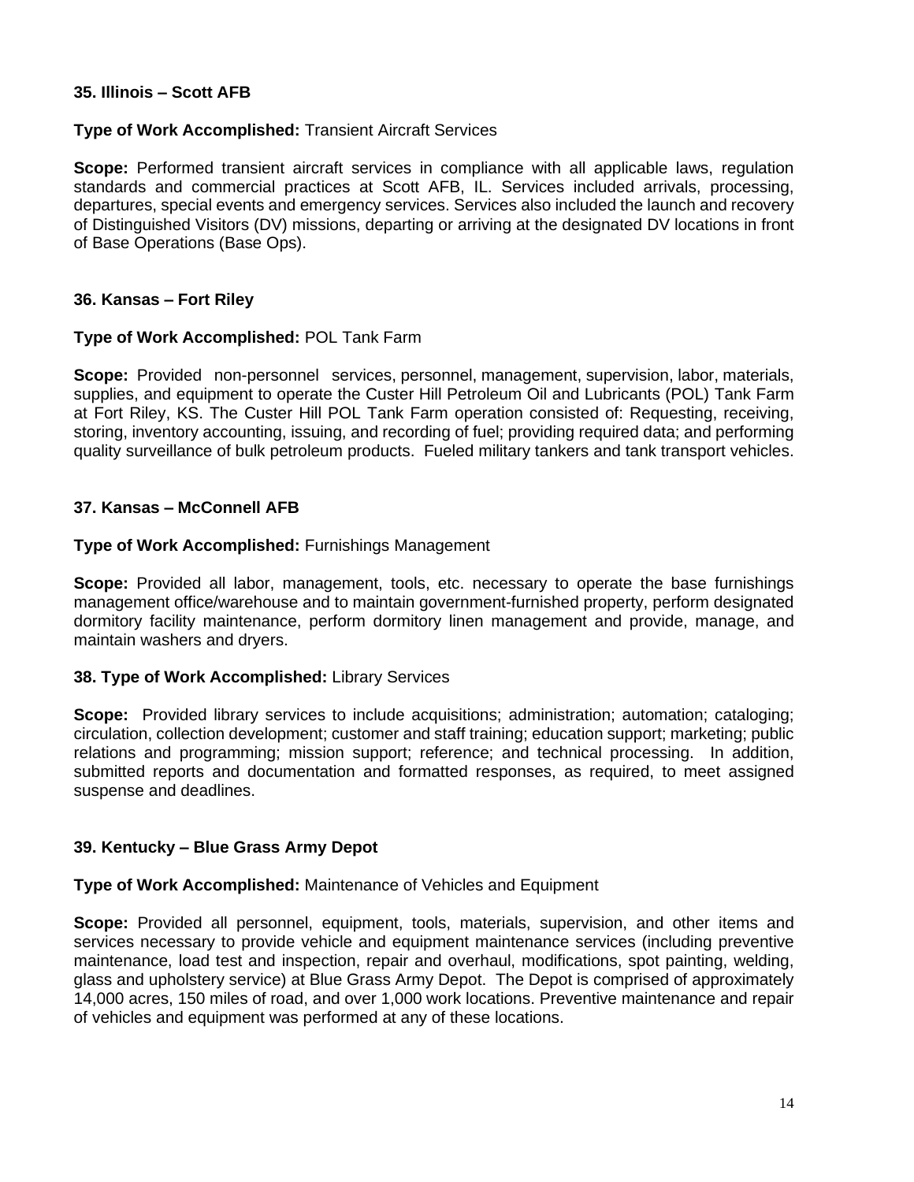**35. Illinois – Scott AFB**

**Type of Work Accomplished:** Transient Aircraft Services

**Scope:** Performed transient aircraft services in compliance with all applicable laws, regulation standards and commercial practices at Scott AFB, IL. Services included arrivals, processing, departures, special events and emergency services. Services also included the launch and recovery of Distinguished Visitors (DV) missions, departing or arriving at the designated DV locations in front of Base Operations (Base Ops).

**36. Kansas – Fort Riley**

**Type of Work Accomplished:** POL Tank Farm

**Scope:** Provided non-personnel services, personnel, management, supervision, labor, materials, supplies, and equipment to operate the Custer Hill Petroleum Oil and Lubricants (POL) Tank Farm at Fort Riley, KS. The Custer Hill POL Tank Farm operation consisted of: Requesting, receiving, storing, inventory accounting, issuing, and recording of fuel; providing required data; and performing quality surveillance of bulk petroleum products. Fueled military tankers and tank transport vehicles.

**37. Kansas – McConnell AFB**

**Type of Work Accomplished:** Furnishings Management

**Scope:** Provided all labor, management, tools, etc. necessary to operate the base furnishings management office/warehouse and to maintain government-furnished property, perform designated dormitory facility maintenance, perform dormitory linen management and provide, manage, and maintain washers and dryers.

**38. Type of Work Accomplished:** Library Services

**Scope:** Provided library services to include acquisitions; administration; automation; cataloging; circulation, collection development; customer and staff training; education support; marketing; public relations and programming; mission support; reference; and technical processing. In addition, submitted reports and documentation and formatted responses, as required, to meet assigned suspense and deadlines.

**39. Kentucky – Blue Grass Army Depot**

**Type of Work Accomplished:** Maintenance of Vehicles and Equipment

**Scope:** Provided all personnel, equipment, tools, materials, supervision, and other items and services necessary to provide vehicle and equipment maintenance services (including preventive maintenance, load test and inspection, repair and overhaul, modifications, spot painting, welding, glass and upholstery service) at Blue Grass Army Depot. The Depot is comprised of approximately 14,000 acres, 150 miles of road, and over 1,000 work locations. Preventive maintenance and repair of vehicles and equipment was performed at any of these locations.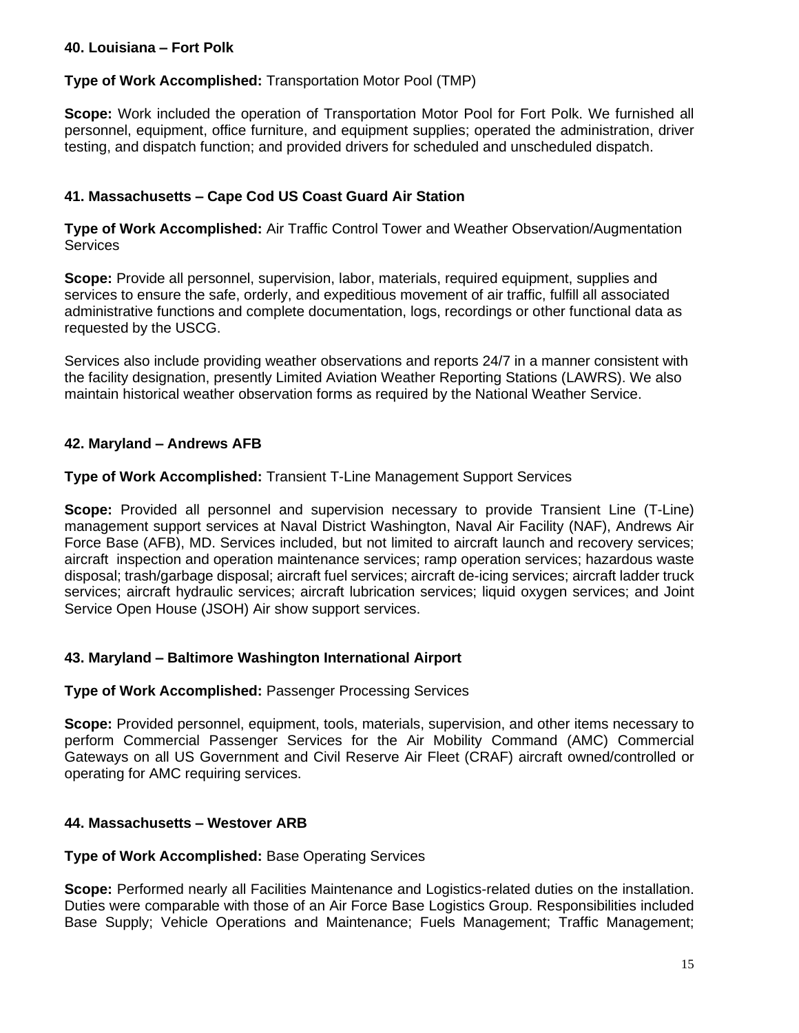**40. Louisiana – Fort Polk**

**Type of Work Accomplished:** Transportation Motor Pool (TMP)

**Scope:** Work included the operation of Transportation Motor Pool for Fort Polk. We furnished all personnel, equipment, office furniture, and equipment supplies; operated the administration, driver testing, and dispatch function; and provided drivers for scheduled and unscheduled dispatch.

**41. Massachusetts – Cape Cod US Coast Guard Air Station**

**Type of Work Accomplished:** Air Traffic Control Tower and Weather Observation/Augmentation Services

**Scope:** Provide all personnel, supervision, labor, materials, required equipment, supplies and services to ensure the safe, orderly, and expeditious movement of air traffic, fulfill all associated administrative functions and complete documentation, logs, recordings or other functional data as requested by the USCG.

Services also include providing weather observations and reports 24/7 in a manner consistent with the facility designation, presently Limited Aviation Weather Reporting Stations (LAWRS). We also maintain historical weather observation forms as required by the National Weather Service.

**42. Maryland – Andrews AFB**

**Type of Work Accomplished:** Transient T-Line Management Support Services

**Scope:** Provided all personnel and supervision necessary to provide Transient Line (T-Line) management support services at Naval District Washington, Naval Air Facility (NAF), Andrews Air Force Base (AFB), MD. Services included, but not limited to aircraft launch and recovery services; aircraft inspection and operation maintenance services; ramp operation services; hazardous waste disposal; trash/garbage disposal; aircraft fuel services; aircraft de-icing services; aircraft ladder truck services; aircraft hydraulic services; aircraft lubrication services; liquid oxygen services; and Joint Service Open House (JSOH) Air show support services.

**43. Maryland – Baltimore Washington International Airport**

**Type of Work Accomplished:** Passenger Processing Services

**Scope:** Provided personnel, equipment, tools, materials, supervision, and other items necessary to perform Commercial Passenger Services for the Air Mobility Command (AMC) Commercial Gateways on all US Government and Civil Reserve Air Fleet (CRAF) aircraft owned/controlled or operating for AMC requiring services.

**44. Massachusetts – Westover ARB**

**Type of Work Accomplished:** Base Operating Services

**Scope:** Performed nearly all Facilities Maintenance and Logistics-related duties on the installation. Duties were comparable with those of an Air Force Base Logistics Group. Responsibilities included Base Supply; Vehicle Operations and Maintenance; Fuels Management; Traffic Management;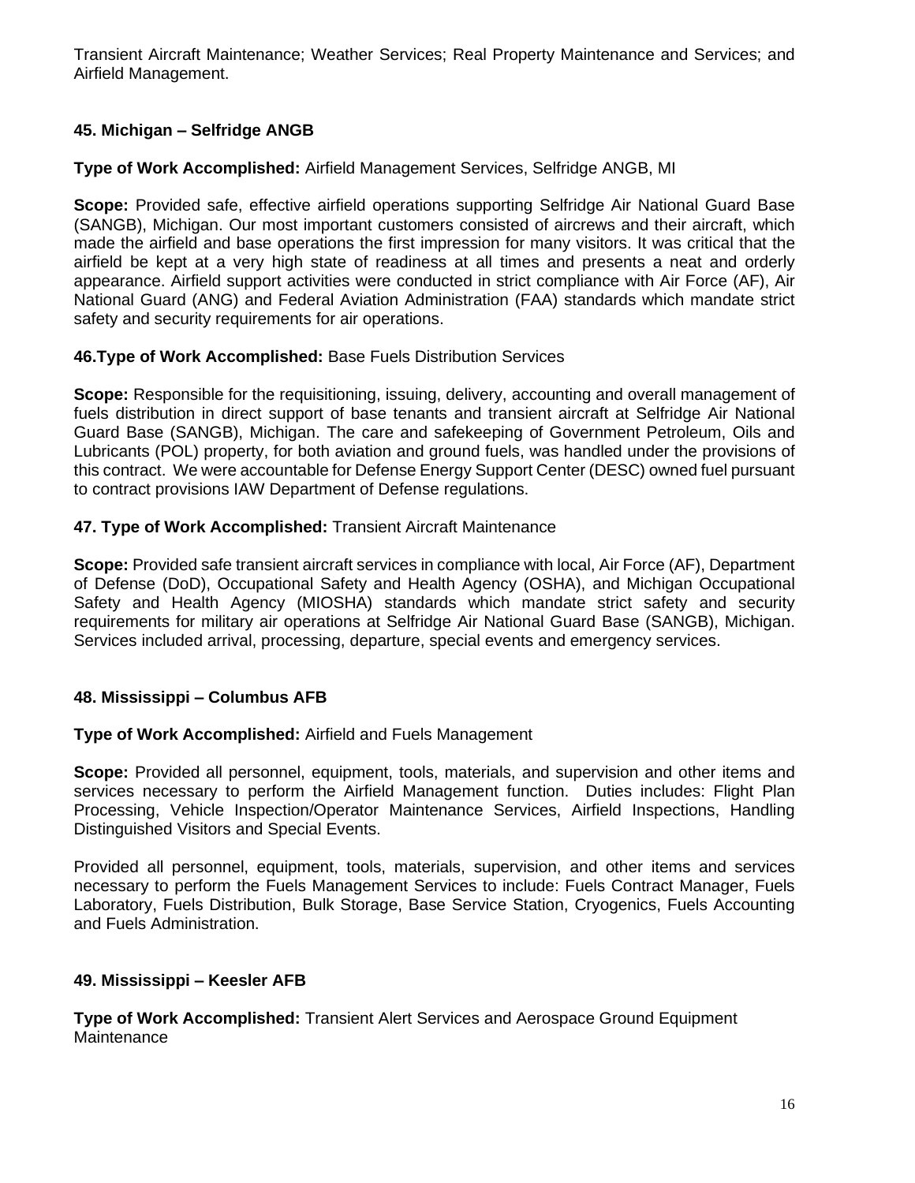Transient Aircraft Maintenance; Weather Services; Real Property Maintenance and Services; and Airfield Management.

### 45. Michigan – Selfridge ANGB

**Type of Work Accomplished:** Airfield Management Services, Selfridge ANGB, MI

**Scope:** Provided safe, effective airfield operations supporting Selfridge Air National Guard Base (SANGB), Michigan. Our most important customers consisted of aircrews and their aircraft, which made the airfield and base operations the first impression for many visitors. It was critical that the airfield be kept at a very high state of readiness at all times and presents a neat and orderly appearance. Airfield support activities were conducted in strict compliance with Air Force (AF), Air National Guard (ANG) and Federal Aviation Administration (FAA) standards which mandate strict safety and security requirements for air operations.

**46.Type of Work Accomplished:** Base Fuels Distribution Services

**Scope:** Responsible for the requisitioning, issuing, delivery, accounting and overall management of fuels distribution in direct support of base tenants and transient aircraft at Selfridge Air National Guard Base (SANGB), Michigan. The care and safekeeping of Government Petroleum, Oils and Lubricants (POL) property, for both aviation and ground fuels, was handled under the provisions of this contract. We were accountable for Defense Energy Support Center (DESC) owned fuel pursuant to contract provisions IAW Department of Defense regulations.

**47. Type of Work Accomplished:** Transient Aircraft Maintenance

**Scope:** Provided safe transient aircraft services in compliance with local, Air Force (AF), Department of Defense (DoD), Occupational Safety and Health Agency (OSHA), and Michigan Occupational Safety and Health Agency (MIOSHA) standards which mandate strict safety and security requirements for military air operations at Selfridge Air National Guard Base (SANGB), Michigan. Services included arrival, processing, departure, special events and emergency services.

### 48. Mississippi – Columbus AFB

**Type of Work Accomplished:** Airfield and Fuels Management

**Scope:** Provided all personnel, equipment, tools, materials, and supervision and other items and services necessary to perform the Airfield Management function. Duties includes: Flight Plan Processing, Vehicle Inspection/Operator Maintenance Services, Airfield Inspections, Handling Distinguished Visitors and Special Events.

Provided all personnel, equipment, tools, materials, supervision, and other items and services necessary to perform the Fuels Management Services to include: Fuels Contract Manager, Fuels Laboratory, Fuels Distribution, Bulk Storage, Base Service Station, Cryogenics, Fuels Accounting and Fuels Administration.

### 49. Mississippi – Keesler AFB

**Type of Work Accomplished:** Transient Alert Services and Aerospace Ground Equipment Maintenance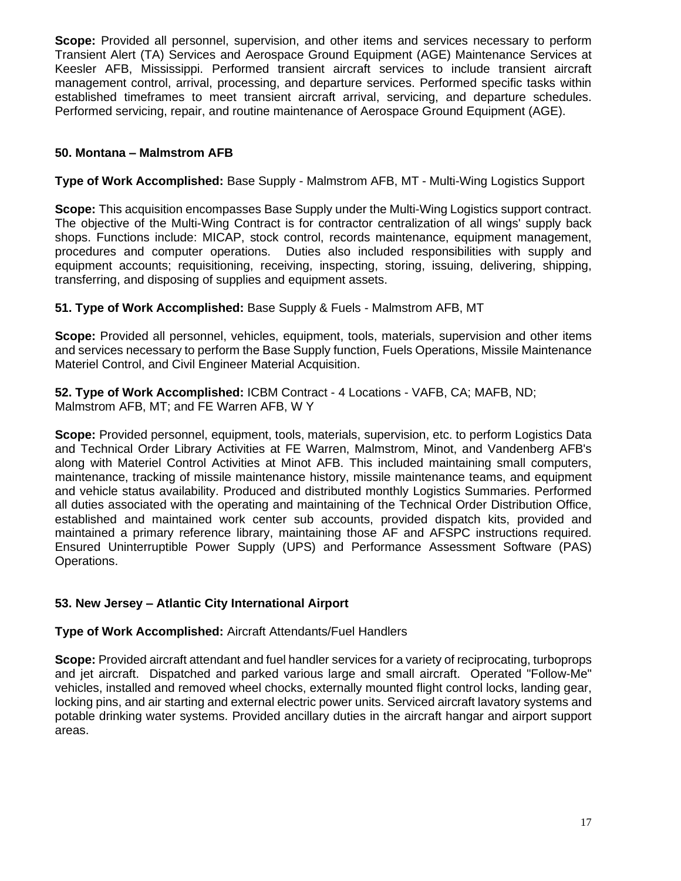**Scope:** Provided all personnel, supervision, and other items and services necessary to perform Transient Alert (TA) Services and Aerospace Ground Equipment (AGE) Maintenance Services at Keesler AFB, Mississippi. Performed transient aircraft services to include transient aircraft management control, arrival, processing, and departure services. Performed specific tasks within established timeframes to meet transient aircraft arrival, servicing, and departure schedules. Performed servicing, repair, and routine maintenance of Aerospace Ground Equipment (AGE).

**50. Montana – Malmstrom AFB**

**Type of Work Accomplished:** Base Supply - Malmstrom AFB, MT - Multi-Wing Logistics Support

**Scope:** This acquisition encompasses Base Supply under the Multi-Wing Logistics support contract. The objective of the Multi-Wing Contract is for contractor centralization of all wings' supply back shops. Functions include: MICAP, stock control, records maintenance, equipment management, procedures and computer operations. Duties also included responsibilities with supply and equipment accounts; requisitioning, receiving, inspecting, storing, issuing, delivering, shipping, transferring, and disposing of supplies and equipment assets.

**51. Type of Work Accomplished:** Base Supply & Fuels - Malmstrom AFB, MT

**Scope:** Provided all personnel, vehicles, equipment, tools, materials, supervision and other items and services necessary to perform the Base Supply function, Fuels Operations, Missile Maintenance Materiel Control, and Civil Engineer Material Acquisition.

**52. Type of Work Accomplished:** ICBM Contract - 4 Locations - VAFB, CA; MAFB, ND; Malmstrom AFB, MT; and FE Warren AFB, W Y

**Scope:** Provided personnel, equipment, tools, materials, supervision, etc. to perform Logistics Data and Technical Order Library Activities at FE Warren, Malmstrom, Minot, and Vandenberg AFB's along with Materiel Control Activities at Minot AFB. This included maintaining small computers, maintenance, tracking of missile maintenance history, missile maintenance teams, and equipment and vehicle status availability. Produced and distributed monthly Logistics Summaries. Performed all duties associated with the operating and maintaining of the Technical Order Distribution Office, established and maintained work center sub accounts, provided dispatch kits, provided and maintained a primary reference library, maintaining those AF and AFSPC instructions required. Ensured Uninterruptible Power Supply (UPS) and Performance Assessment Software (PAS) Operations.

**53. New Jersey – Atlantic City International Airport**

**Type of Work Accomplished:** Aircraft Attendants/Fuel Handlers

**Scope:** Provided aircraft attendant and fuel handler services for a variety of reciprocating, turboprops and jet aircraft. Dispatched and parked various large and small aircraft. Operated "Follow-Me" vehicles, installed and removed wheel chocks, externally mounted flight control locks, landing gear, locking pins, and air starting and external electric power units. Serviced aircraft lavatory systems and potable drinking water systems. Provided ancillary duties in the aircraft hangar and airport support areas.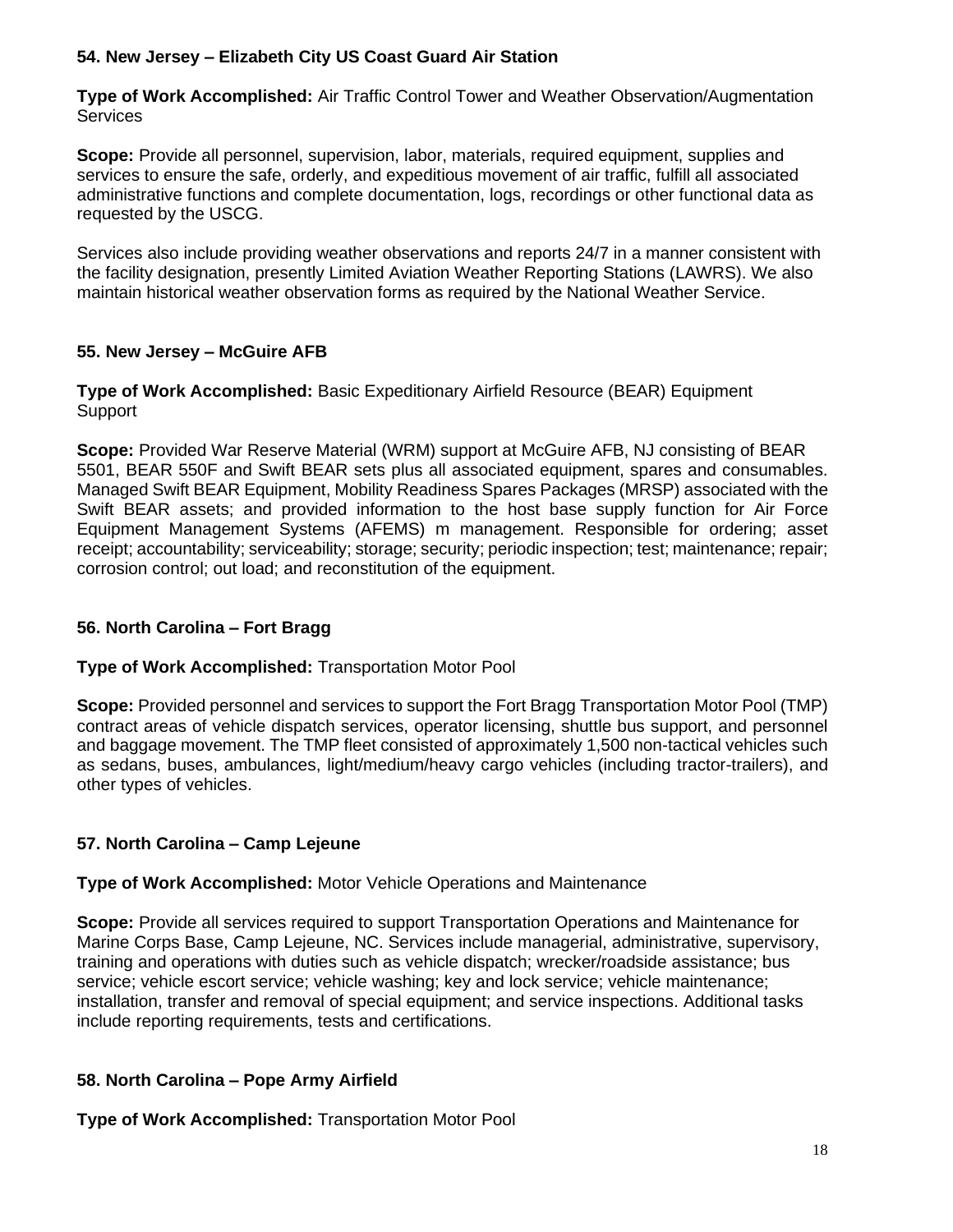**54. New Jersey – Elizabeth City US Coast Guard Air Station**

**Type of Work Accomplished:** Air Traffic Control Tower and Weather Observation/Augmentation Services

**Scope:** Provide all personnel, supervision, labor, materials, required equipment, supplies and services to ensure the safe, orderly, and expeditious movement of air traffic, fulfill all associated administrative functions and complete documentation, logs, recordings or other functional data as requested by the USCG.

Services also include providing weather observations and reports 24/7 in a manner consistent with the facility designation, presently Limited Aviation Weather Reporting Stations (LAWRS). We also maintain historical weather observation forms as required by the National Weather Service.

**55. New Jersey – McGuire AFB**

**Type of Work Accomplished:** Basic Expeditionary Airfield Resource (BEAR) Equipment Support

**Scope:** Provided War Reserve Material (WRM) support at McGuire AFB, NJ consisting of BEAR 5501, BEAR 550F and Swift BEAR sets plus all associated equipment, spares and consumables. Managed Swift BEAR Equipment, Mobility Readiness Spares Packages (MRSP) associated with the Swift BEAR assets; and provided information to the host base supply function for Air Force Equipment Management Systems (AFEMS) m management. Responsible for ordering; asset receipt; accountability; serviceability; storage; security; periodic inspection; test; maintenance; repair; corrosion control; out load; and reconstitution of the equipment.

**56. North Carolina – Fort Bragg**

**Type of Work Accomplished:** Transportation Motor Pool

**Scope:** Provided personnel and services to support the Fort Bragg Transportation Motor Pool (TMP) contract areas of vehicle dispatch services, operator licensing, shuttle bus support, and personnel and baggage movement. The TMP fleet consisted of approximately 1,500 non-tactical vehicles such as sedans, buses, ambulances, light/medium/heavy cargo vehicles (including tractor-trailers), and other types of vehicles.

**57. North Carolina – Camp Lejeune**

**Type of Work Accomplished:** Motor Vehicle Operations and Maintenance

**Scope:** Provide all services required to support Transportation Operations and Maintenance for Marine Corps Base, Camp Lejeune, NC. Services include managerial, administrative, supervisory, training and operations with duties such as vehicle dispatch; wrecker/roadside assistance; bus service; vehicle escort service; vehicle washing; key and lock service; vehicle maintenance; installation, transfer and removal of special equipment; and service inspections. Additional tasks include reporting requirements, tests and certifications.

**58. North Carolina – Pope Army Airfield**

**Type of Work Accomplished:** Transportation Motor Pool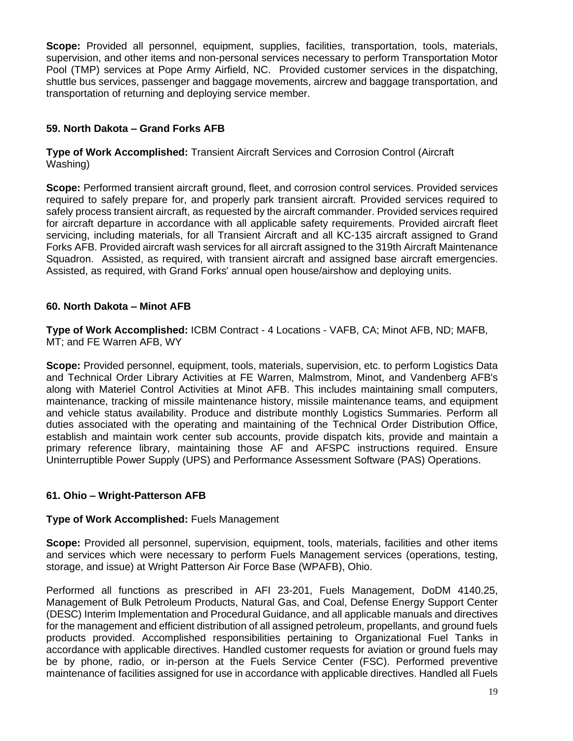**Scope:** Provided all personnel, equipment, supplies, facilities, transportation, tools, materials, supervision, and other items and non-personal services necessary to perform Transportation Motor Pool (TMP) services at Pope Army Airfield, NC. Provided customer services in the dispatching, shuttle bus services, passenger and baggage movements, aircrew and baggage transportation, and transportation of returning and deploying service member.

### 59. North Dakota – Grand Forks AFB

**Type of Work Accomplished:** Transient Aircraft Services and Corrosion Control (Aircraft Washing)

**Scope:** Performed transient aircraft ground, fleet, and corrosion control services. Provided services required to safely prepare for, and properly park transient aircraft. Provided services required to safely process transient aircraft, as requested by the aircraft commander. Provided services required for aircraft departure in accordance with all applicable safety requirements. Provided aircraft fleet servicing, including materials, for all Transient Aircraft and all KC-135 aircraft assigned to Grand Forks AFB. Provided aircraft wash services for all aircraft assigned to the 319th Aircraft Maintenance Squadron. Assisted, as required, with transient aircraft and assigned base aircraft emergencies. Assisted, as required, with Grand Forks' annual open house/airshow and deploying units.

### 60. North Dakota – Minot AFB

**Type of Work Accomplished:** ICBM Contract - 4 Locations - VAFB, CA; Minot AFB, ND; MAFB, MT; and FE Warren AFB, WY

**Scope:** Provided personnel, equipment, tools, materials, supervision, etc. to perform Logistics Data and Technical Order Library Activities at FE Warren, Malmstrom, Minot, and Vandenberg AFB's along with Materiel Control Activities at Minot AFB. This includes maintaining small computers, maintenance, tracking of missile maintenance history, missile maintenance teams, and equipment and vehicle status availability. Produce and distribute monthly Logistics Summaries. Perform all duties associated with the operating and maintaining of the Technical Order Distribution Office, establish and maintain work center sub accounts, provide dispatch kits, provide and maintain a primary reference library, maintaining those AF and AFSPC instructions required. Ensure Uninterruptible Power Supply (UPS) and Performance Assessment Software (PAS) Operations.

### 61. Ohio – Wright-Patterson AFB

**Type of Work Accomplished:** Fuels Management

**Scope:** Provided all personnel, supervision, equipment, tools, materials, facilities and other items and services which were necessary to perform Fuels Management services (operations, testing, storage, and issue) at Wright Patterson Air Force Base (WPAFB), Ohio.

Performed all functions as prescribed in AFI 23-201, Fuels Management, DoDM 4140.25, Management of Bulk Petroleum Products, Natural Gas, and Coal, Defense Energy Support Center (DESC) Interim Implementation and Procedural Guidance, and all applicable manuals and directives for the management and efficient distribution of all assigned petroleum, propellants, and ground fuels products provided. Accomplished responsibilities pertaining to Organizational Fuel Tanks in accordance with applicable directives. Handled customer requests for aviation or ground fuels may be by phone, radio, or in-person at the Fuels Service Center (FSC). Performed preventive maintenance of facilities assigned for use in accordance with applicable directives. Handled all Fuels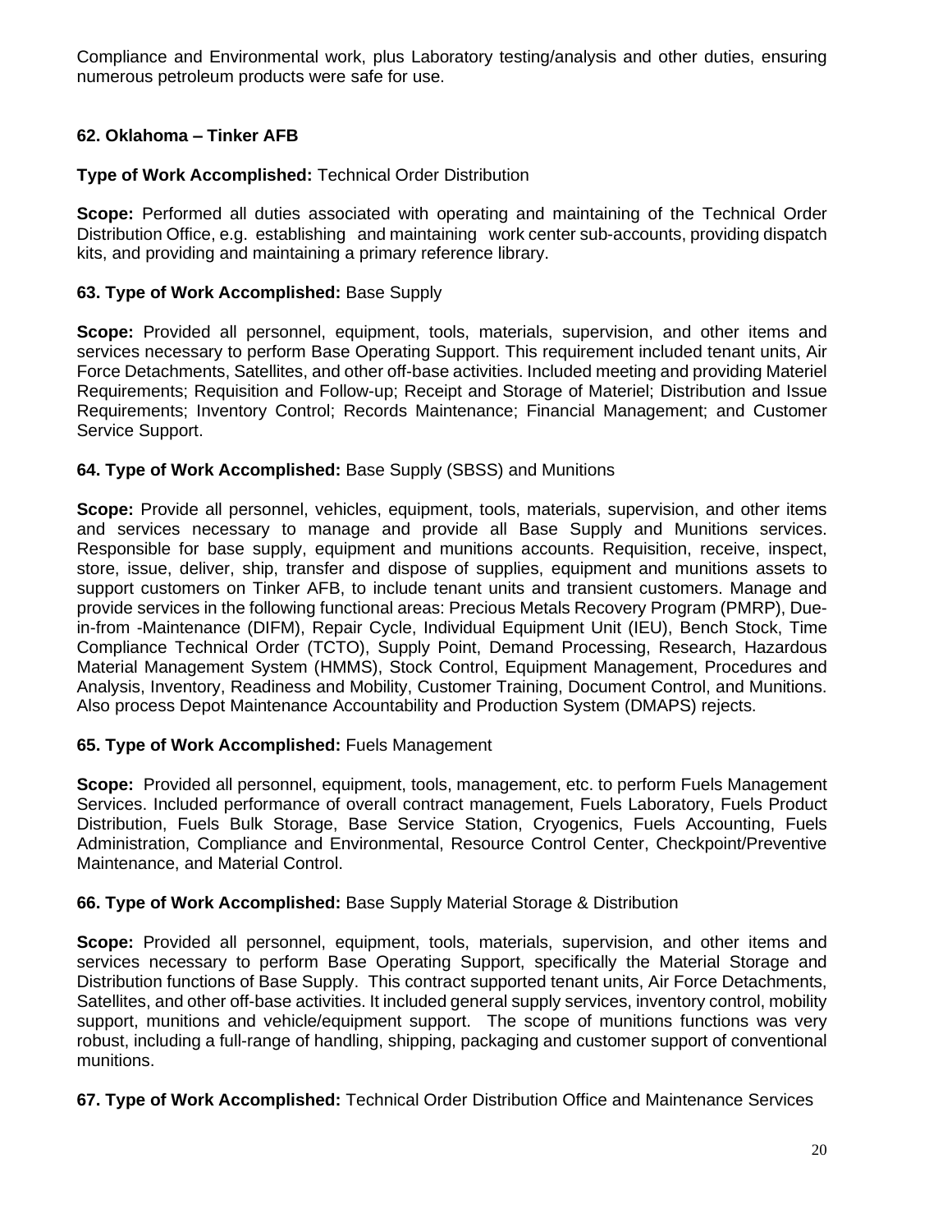Compliance and Environmental work, plus Laboratory testing/analysis and other duties, ensuring numerous petroleum products were safe for use.

**62. Oklahoma – Tinker AFB**

**Type of Work Accomplished:** Technical Order Distribution

**Scope:** Performed all duties associated with operating and maintaining of the Technical Order Distribution Office, e.g. establishing and maintaining work center sub-accounts, providing dispatch kits, and providing and maintaining a primary reference library.

**63. Type of Work Accomplished:** Base Supply

**Scope:** Provided all personnel, equipment, tools, materials, supervision, and other items and services necessary to perform Base Operating Support. This requirement included tenant units, Air Force Detachments, Satellites, and other off-base activities. Included meeting and providing Materiel Requirements; Requisition and Follow-up; Receipt and Storage of Materiel; Distribution and Issue Requirements; Inventory Control; Records Maintenance; Financial Management; and Customer Service Support.

**64. Type of Work Accomplished:** Base Supply (SBSS) and Munitions

**Scope:** Provide all personnel, vehicles, equipment, tools, materials, supervision, and other items and services necessary to manage and provide all Base Supply and Munitions services. Responsible for base supply, equipment and munitions accounts. Requisition, receive, inspect, store, issue, deliver, ship, transfer and dispose of supplies, equipment and munitions assets to support customers on Tinker AFB, to include tenant units and transient customers. Manage and provide services in the following functional areas: Precious Metals Recovery Program (PMRP), Due-in-from -Maintenance (DIFM), Repair Cycle, Individual Equipment Unit (IEU), Bench Stock, Time Compliance Technical Order (TCTO), Supply Point, Demand Processing, Research, Hazardous Material Management System (HMMS), Stock Control, Equipment Management, Procedures and Analysis, Inventory, Readiness and Mobility, Customer Training, Document Control, and Munitions. Also process Depot Maintenance Accountability and Production System (DMAPS) rejects.

**65. Type of Work Accomplished:** Fuels Management

**Scope:** Provided all personnel, equipment, tools, management, etc. to perform Fuels Management Services. Included performance of overall contract management, Fuels Laboratory, Fuels Product Distribution, Fuels Bulk Storage, Base Service Station, Cryogenics, Fuels Accounting, Fuels Administration, Compliance and Environmental, Resource Control Center, Checkpoint/Preventive Maintenance, and Material Control.

**66. Type of Work Accomplished:** Base Supply Material Storage & Distribution

**Scope:** Provided all personnel, equipment, tools, materials, supervision, and other items and services necessary to perform Base Operating Support, specifically the Material Storage and Distribution functions of Base Supply. This contract supported tenant units, Air Force Detachments, Satellites, and other off-base activities. It included general supply services, inventory control, mobility support, munitions and vehicle/equipment support. The scope of munitions functions was very robust, including a full-range of handling, shipping, packaging and customer support of conventional munitions.

**67. Type of Work Accomplished:** Technical Order Distribution Office and Maintenance Services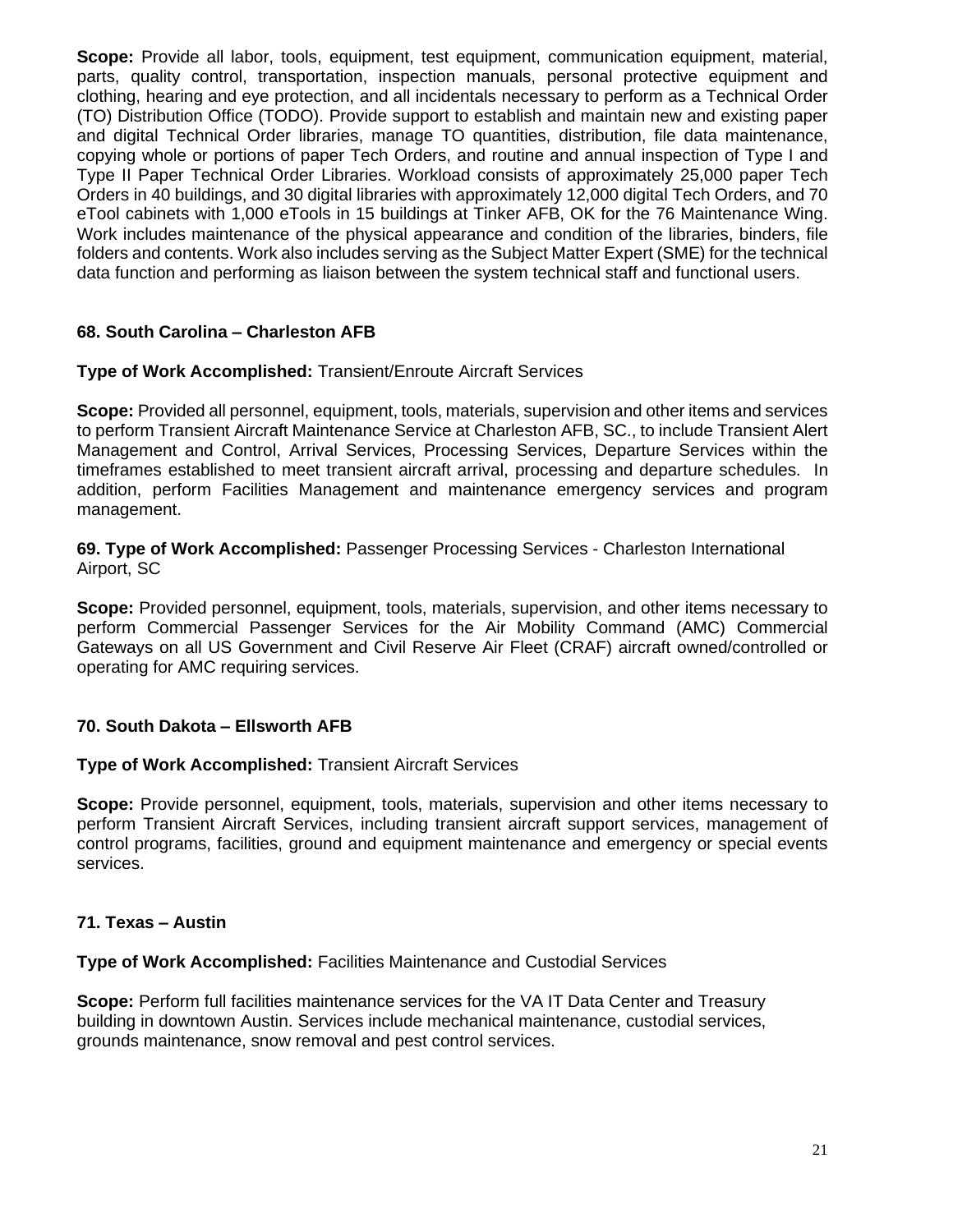**Scope:** Provide all labor, tools, equipment, test equipment, communication equipment, material, parts, quality control, transportation, inspection manuals, personal protective equipment and clothing, hearing and eye protection, and all incidentals necessary to perform as a Technical Order (TO) Distribution Office (TODO). Provide support to establish and maintain new and existing paper and digital Technical Order libraries, manage TO quantities, distribution, file data maintenance, copying whole or portions of paper Tech Orders, and routine and annual inspection of Type I and Type II Paper Technical Order Libraries. Workload consists of approximately 25,000 paper Tech Orders in 40 buildings, and 30 digital libraries with approximately 12,000 digital Tech Orders, and 70 eTool cabinets with 1,000 eTools in 15 buildings at Tinker AFB, OK for the 76 Maintenance Wing. Work includes maintenance of the physical appearance and condition of the libraries, binders, file folders and contents. Work also includes serving as the Subject Matter Expert (SME) for the technical data function and performing as liaison between the system technical staff and functional users.

### 68. South Carolina – Charleston AFB

**Type of Work Accomplished:** Transient/Enroute Aircraft Services

**Scope:** Provided all personnel, equipment, tools, materials, supervision and other items and services to perform Transient Aircraft Maintenance Service at Charleston AFB, SC., to include Transient Alert Management and Control, Arrival Services, Processing Services, Departure Services within the timeframes established to meet transient aircraft arrival, processing and departure schedules. In addition, perform Facilities Management and maintenance emergency services and program management.

**69. Type of Work Accomplished:** Passenger Processing Services - Charleston International Airport, SC

**Scope:** Provided personnel, equipment, tools, materials, supervision, and other items necessary to perform Commercial Passenger Services for the Air Mobility Command (AMC) Commercial Gateways on all US Government and Civil Reserve Air Fleet (CRAF) aircraft owned/controlled or operating for AMC requiring services.

### 70. South Dakota – Ellsworth AFB

**Type of Work Accomplished:** Transient Aircraft Services

**Scope:** Provide personnel, equipment, tools, materials, supervision and other items necessary to perform Transient Aircraft Services, including transient aircraft support services, management of control programs, facilities, ground and equipment maintenance and emergency or special events services.

### 71. Texas – Austin

**Type of Work Accomplished:** Facilities Maintenance and Custodial Services

**Scope:** Perform full facilities maintenance services for the VA IT Data Center and Treasury building in downtown Austin. Services include mechanical maintenance, custodial services, grounds maintenance, snow removal and pest control services.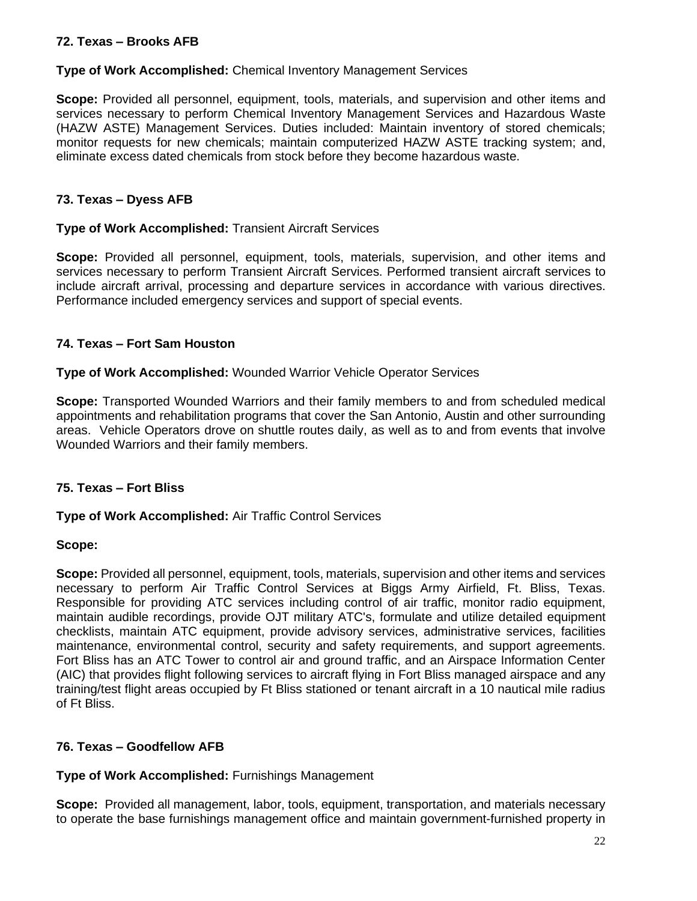**72. Texas – Brooks AFB**

**Type of Work Accomplished:** Chemical Inventory Management Services

**Scope:** Provided all personnel, equipment, tools, materials, and supervision and other items and services necessary to perform Chemical Inventory Management Services and Hazardous Waste (HAZW ASTE) Management Services. Duties included: Maintain inventory of stored chemicals; monitor requests for new chemicals; maintain computerized HAZW ASTE tracking system; and, eliminate excess dated chemicals from stock before they become hazardous waste.

**73. Texas – Dyess AFB**

**Type of Work Accomplished:** Transient Aircraft Services

**Scope:** Provided all personnel, equipment, tools, materials, supervision, and other items and services necessary to perform Transient Aircraft Services. Performed transient aircraft services to include aircraft arrival, processing and departure services in accordance with various directives. Performance included emergency services and support of special events.

**74. Texas – Fort Sam Houston**

**Type of Work Accomplished:** Wounded Warrior Vehicle Operator Services

**Scope:** Transported Wounded Warriors and their family members to and from scheduled medical appointments and rehabilitation programs that cover the San Antonio, Austin and other surrounding areas. Vehicle Operators drove on shuttle routes daily, as well as to and from events that involve Wounded Warriors and their family members.

**75. Texas – Fort Bliss**

**Type of Work Accomplished:** Air Traffic Control Services

**Scope:**

**Scope:** Provided all personnel, equipment, tools, materials, supervision and other items and services necessary to perform Air Traffic Control Services at Biggs Army Airfield, Ft. Bliss, Texas. Responsible for providing ATC services including control of air traffic, monitor radio equipment, maintain audible recordings, provide OJT military ATC's, formulate and utilize detailed equipment checklists, maintain ATC equipment, provide advisory services, administrative services, facilities maintenance, environmental control, security and safety requirements, and support agreements. Fort Bliss has an ATC Tower to control air and ground traffic, and an Airspace Information Center (AIC) that provides flight following services to aircraft flying in Fort Bliss managed airspace and any training/test flight areas occupied by Ft Bliss stationed or tenant aircraft in a 10 nautical mile radius of Ft Bliss.

**76. Texas – Goodfellow AFB**

**Type of Work Accomplished:** Furnishings Management

**Scope:** Provided all management, labor, tools, equipment, transportation, and materials necessary to operate the base furnishings management office and maintain government-furnished property in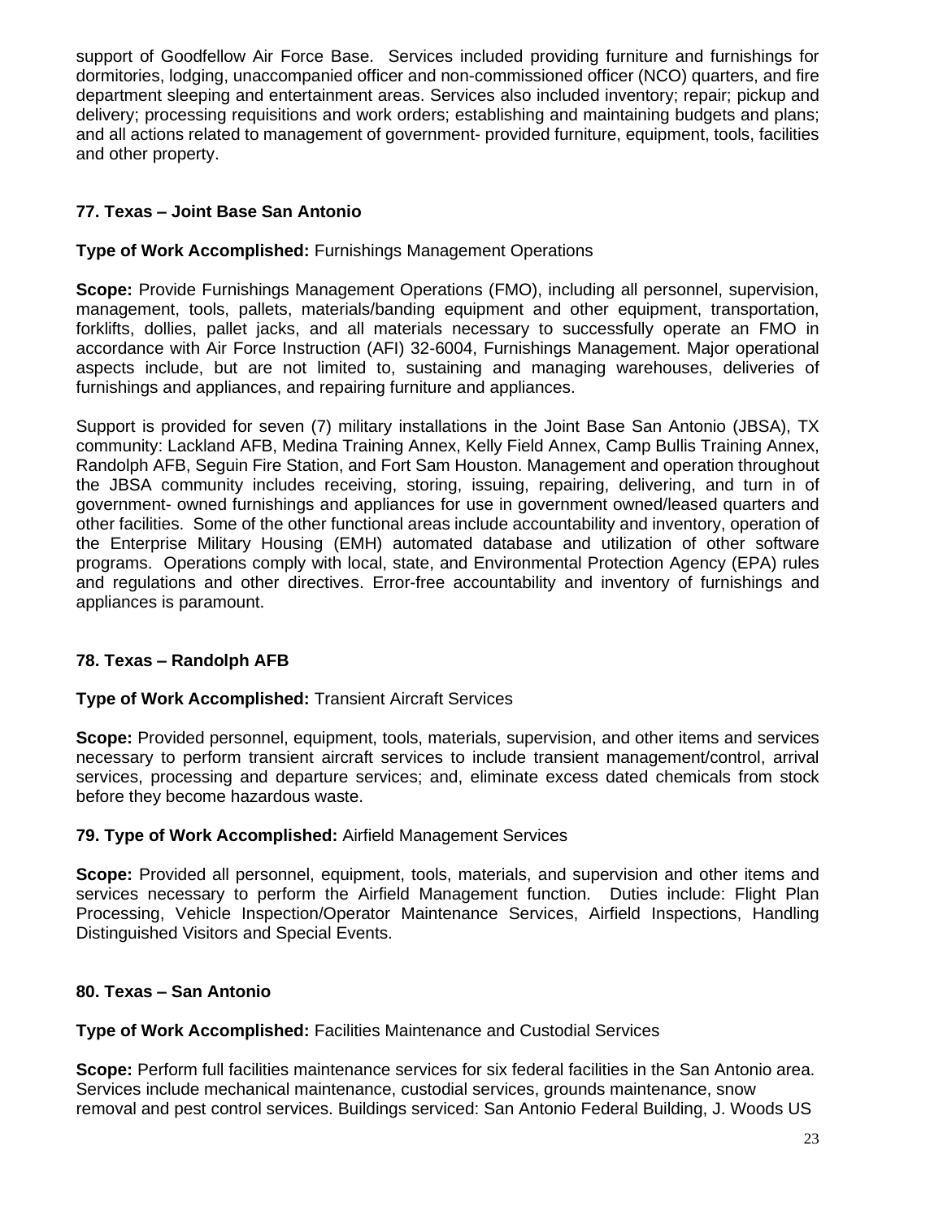support of Goodfellow Air Force Base. Services included providing furniture and furnishings for dormitories, lodging, unaccompanied officer and non-commissioned officer (NCO) quarters, and fire department sleeping and entertainment areas. Services also included inventory; repair; pickup and delivery; processing requisitions and work orders; establishing and maintaining budgets and plans; and all actions related to management of government- provided furniture, equipment, tools, facilities and other property.

**77. Texas – Joint Base San Antonio**

**Type of Work Accomplished:** Furnishings Management Operations

**Scope:** Provide Furnishings Management Operations (FMO), including all personnel, supervision, management, tools, pallets, materials/banding equipment and other equipment, transportation, forklifts, dollies, pallet jacks, and all materials necessary to successfully operate an FMO in accordance with Air Force Instruction (AFI) 32-6004, Furnishings Management. Major operational aspects include, but are not limited to, sustaining and managing warehouses, deliveries of furnishings and appliances, and repairing furniture and appliances.

Support is provided for seven (7) military installations in the Joint Base San Antonio (JBSA), TX community: Lackland AFB, Medina Training Annex, Kelly Field Annex, Camp Bullis Training Annex, Randolph AFB, Seguin Fire Station, and Fort Sam Houston. Management and operation throughout the JBSA community includes receiving, storing, issuing, repairing, delivering, and turn in of government- owned furnishings and appliances for use in government owned/leased quarters and other facilities. Some of the other functional areas include accountability and inventory, operation of the Enterprise Military Housing (EMH) automated database and utilization of other software programs. Operations comply with local, state, and Environmental Protection Agency (EPA) rules and regulations and other directives. Error-free accountability and inventory of furnishings and appliances is paramount.

**78. Texas – Randolph AFB**

**Type of Work Accomplished:** Transient Aircraft Services

**Scope:** Provided personnel, equipment, tools, materials, supervision, and other items and services necessary to perform transient aircraft services to include transient management/control, arrival services, processing and departure services; and, eliminate excess dated chemicals from stock before they become hazardous waste.

**79. Type of Work Accomplished:** Airfield Management Services

**Scope:** Provided all personnel, equipment, tools, materials, and supervision and other items and services necessary to perform the Airfield Management function. Duties include: Flight Plan Processing, Vehicle Inspection/Operator Maintenance Services, Airfield Inspections, Handling Distinguished Visitors and Special Events.

**80. Texas – San Antonio**

**Type of Work Accomplished:** Facilities Maintenance and Custodial Services

**Scope:** Perform full facilities maintenance services for six federal facilities in the San Antonio area. Services include mechanical maintenance, custodial services, grounds maintenance, snow removal and pest control services. Buildings serviced: San Antonio Federal Building, J. Woods US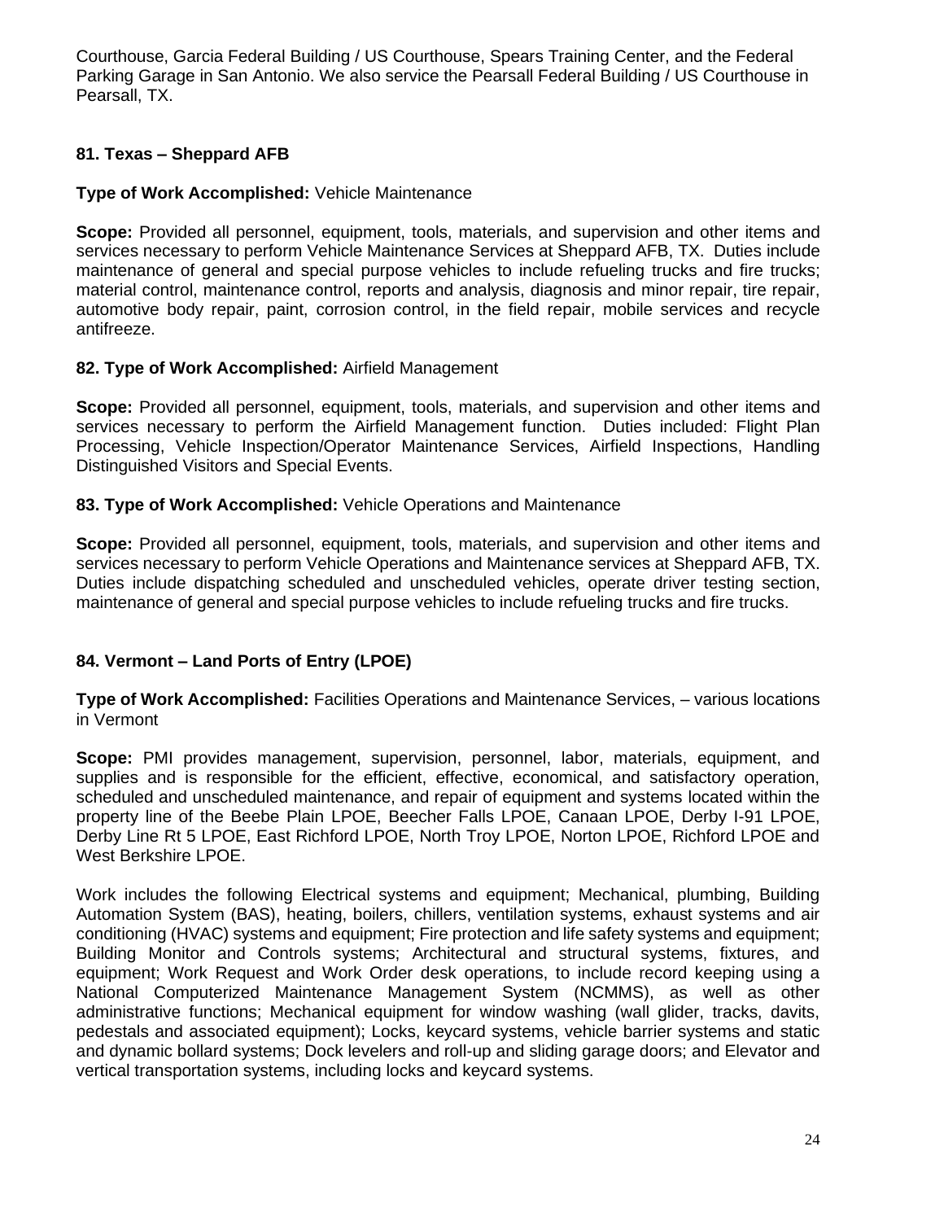Courthouse, Garcia Federal Building / US Courthouse, Spears Training Center, and the Federal Parking Garage in San Antonio. We also service the Pearsall Federal Building / US Courthouse in Pearsall, TX.

### 81. Texas – Sheppard AFB

**Type of Work Accomplished:** Vehicle Maintenance

**Scope:** Provided all personnel, equipment, tools, materials, and supervision and other items and services necessary to perform Vehicle Maintenance Services at Sheppard AFB, TX. Duties include maintenance of general and special purpose vehicles to include refueling trucks and fire trucks; material control, maintenance control, reports and analysis, diagnosis and minor repair, tire repair, automotive body repair, paint, corrosion control, in the field repair, mobile services and recycle antifreeze.

**82. Type of Work Accomplished:** Airfield Management

**Scope:** Provided all personnel, equipment, tools, materials, and supervision and other items and services necessary to perform the Airfield Management function. Duties included: Flight Plan Processing, Vehicle Inspection/Operator Maintenance Services, Airfield Inspections, Handling Distinguished Visitors and Special Events.

**83. Type of Work Accomplished:** Vehicle Operations and Maintenance

**Scope:** Provided all personnel, equipment, tools, materials, and supervision and other items and services necessary to perform Vehicle Operations and Maintenance services at Sheppard AFB, TX. Duties include dispatching scheduled and unscheduled vehicles, operate driver testing section, maintenance of general and special purpose vehicles to include refueling trucks and fire trucks.

### 84. Vermont – Land Ports of Entry (LPOE)

**Type of Work Accomplished:** Facilities Operations and Maintenance Services, – various locations in Vermont

**Scope:** PMI provides management, supervision, personnel, labor, materials, equipment, and supplies and is responsible for the efficient, effective, economical, and satisfactory operation, scheduled and unscheduled maintenance, and repair of equipment and systems located within the property line of the Beebe Plain LPOE, Beecher Falls LPOE, Canaan LPOE, Derby I-91 LPOE, Derby Line Rt 5 LPOE, East Richford LPOE, North Troy LPOE, Norton LPOE, Richford LPOE and West Berkshire LPOE.

Work includes the following Electrical systems and equipment; Mechanical, plumbing, Building Automation System (BAS), heating, boilers, chillers, ventilation systems, exhaust systems and air conditioning (HVAC) systems and equipment; Fire protection and life safety systems and equipment; Building Monitor and Controls systems; Architectural and structural systems, fixtures, and equipment; Work Request and Work Order desk operations, to include record keeping using a National Computerized Maintenance Management System (NCMMS), as well as other administrative functions; Mechanical equipment for window washing (wall glider, tracks, davits, pedestals and associated equipment); Locks, keycard systems, vehicle barrier systems and static and dynamic bollard systems; Dock levelers and roll-up and sliding garage doors; and Elevator and vertical transportation systems, including locks and keycard systems.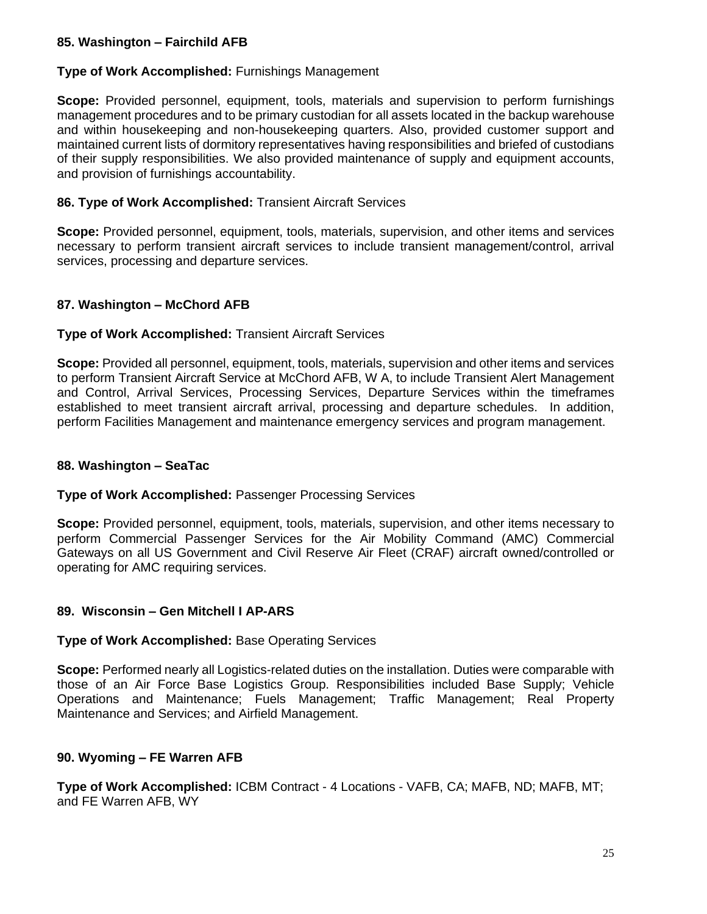**85. Washington – Fairchild AFB**

**Type of Work Accomplished:** Furnishings Management

**Scope:** Provided personnel, equipment, tools, materials and supervision to perform furnishings management procedures and to be primary custodian for all assets located in the backup warehouse and within housekeeping and non-housekeeping quarters. Also, provided customer support and maintained current lists of dormitory representatives having responsibilities and briefed of custodians of their supply responsibilities. We also provided maintenance of supply and equipment accounts, and provision of furnishings accountability.

**86. Type of Work Accomplished:** Transient Aircraft Services

**Scope:** Provided personnel, equipment, tools, materials, supervision, and other items and services necessary to perform transient aircraft services to include transient management/control, arrival services, processing and departure services.

**87. Washington – McChord AFB**

**Type of Work Accomplished:** Transient Aircraft Services

**Scope:** Provided all personnel, equipment, tools, materials, supervision and other items and services to perform Transient Aircraft Service at McChord AFB, W A, to include Transient Alert Management and Control, Arrival Services, Processing Services, Departure Services within the timeframes established to meet transient aircraft arrival, processing and departure schedules. In addition, perform Facilities Management and maintenance emergency services and program management.

**88. Washington – SeaTac**

**Type of Work Accomplished:** Passenger Processing Services

**Scope:** Provided personnel, equipment, tools, materials, supervision, and other items necessary to perform Commercial Passenger Services for the Air Mobility Command (AMC) Commercial Gateways on all US Government and Civil Reserve Air Fleet (CRAF) aircraft owned/controlled or operating for AMC requiring services.

**89. Wisconsin – Gen Mitchell I AP-ARS**

**Type of Work Accomplished:** Base Operating Services

**Scope:** Performed nearly all Logistics-related duties on the installation. Duties were comparable with those of an Air Force Base Logistics Group. Responsibilities included Base Supply; Vehicle Operations and Maintenance; Fuels Management; Traffic Management; Real Property Maintenance and Services; and Airfield Management.

**90. Wyoming – FE Warren AFB**

**Type of Work Accomplished:** ICBM Contract - 4 Locations - VAFB, CA; MAFB, ND; MAFB, MT; and FE Warren AFB, WY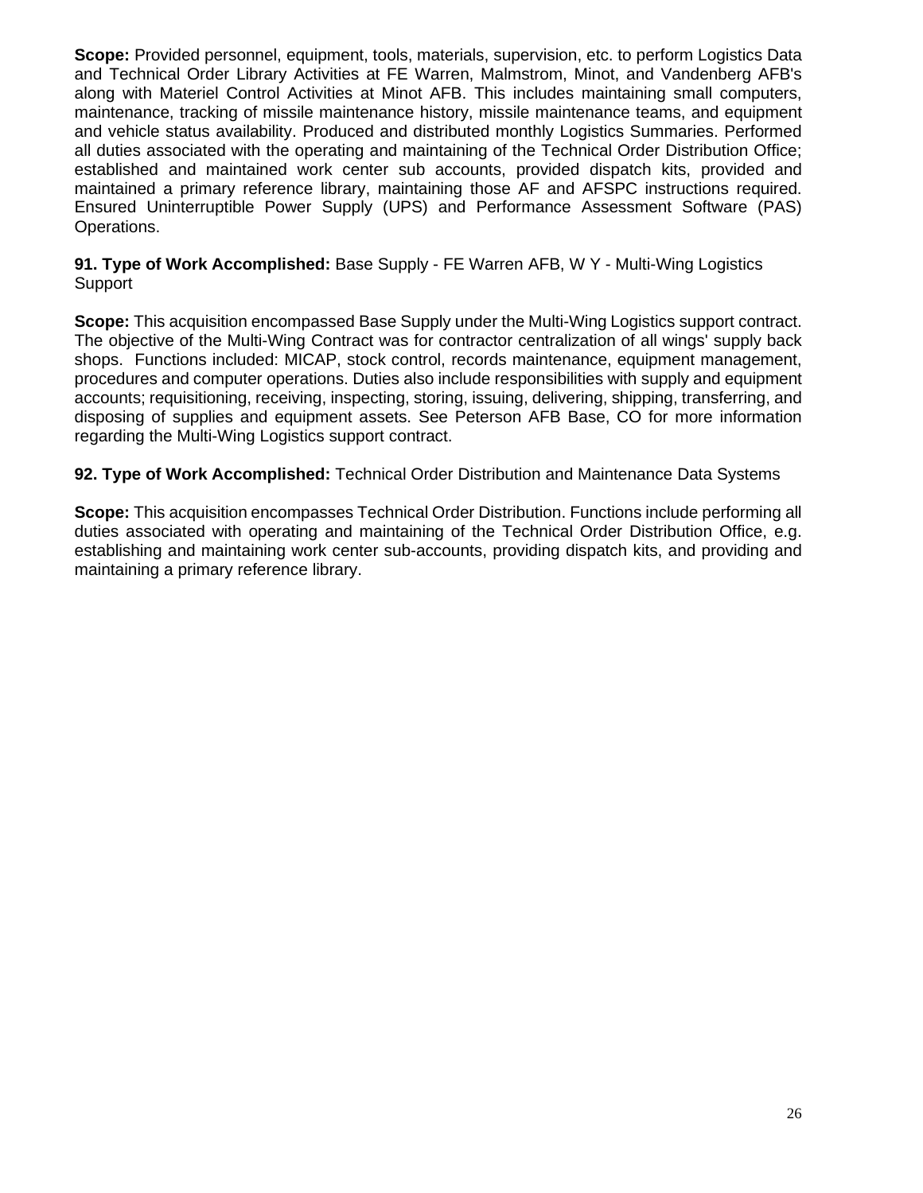**Scope:** Provided personnel, equipment, tools, materials, supervision, etc. to perform Logistics Data and Technical Order Library Activities at FE Warren, Malmstrom, Minot, and Vandenberg AFB's along with Materiel Control Activities at Minot AFB. This includes maintaining small computers, maintenance, tracking of missile maintenance history, missile maintenance teams, and equipment and vehicle status availability. Produced and distributed monthly Logistics Summaries. Performed all duties associated with the operating and maintaining of the Technical Order Distribution Office; established and maintained work center sub accounts, provided dispatch kits, provided and maintained a primary reference library, maintaining those AF and AFSPC instructions required. Ensured Uninterruptible Power Supply (UPS) and Performance Assessment Software (PAS) Operations.

**91. Type of Work Accomplished:** Base Supply - FE Warren AFB, W Y - Multi-Wing Logistics Support

**Scope:** This acquisition encompassed Base Supply under the Multi-Wing Logistics support contract. The objective of the Multi-Wing Contract was for contractor centralization of all wings' supply back shops. Functions included: MICAP, stock control, records maintenance, equipment management, procedures and computer operations. Duties also include responsibilities with supply and equipment accounts; requisitioning, receiving, inspecting, storing, issuing, delivering, shipping, transferring, and disposing of supplies and equipment assets. See Peterson AFB Base, CO for more information regarding the Multi-Wing Logistics support contract.

**92. Type of Work Accomplished:** Technical Order Distribution and Maintenance Data Systems

**Scope:** This acquisition encompasses Technical Order Distribution. Functions include performing all duties associated with operating and maintaining of the Technical Order Distribution Office, e.g. establishing and maintaining work center sub-accounts, providing dispatch kits, and providing and maintaining a primary reference library.